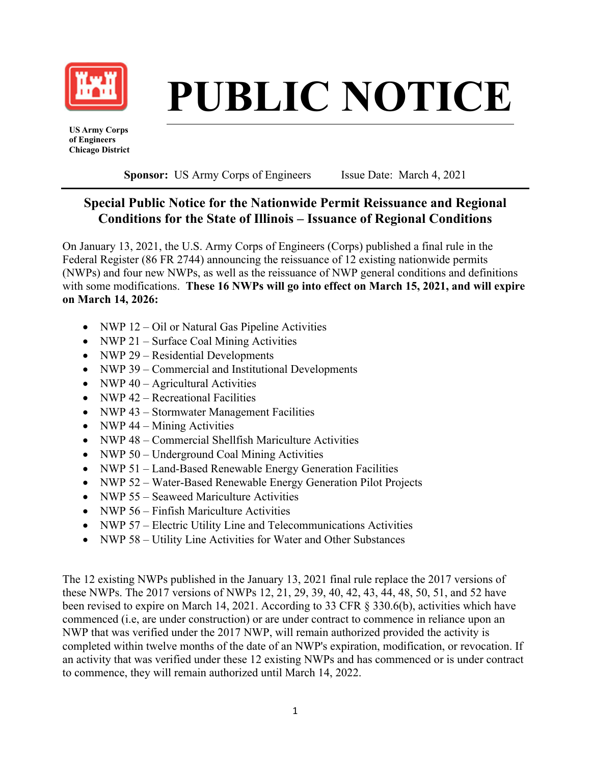# PUBLIC NOTICE

**US Army Corps of Engineers Chicago District**

**Sponsor:** US Army Corps of Engineers Issue Date: March 4, 2021

## Special Public Notice for the Nationwide Permit Reissuance and Regional Conditions for the State of Illinois – Issuance of Regional Conditions

On January 13, 2021, the U.S. Army Corps of Engineers (Corps) published a final rule in the Federal Register (86 FR 2744) announcing the reissuance of 12 existing nationwide permits (NWPs) and four new NWPs, as well as the reissuance of NWP general conditions and definitions with some modifications. **These 16 NWPs will go into effect on March 15, 2021, and will expire on March 14, 2026:**

- NWP 12 – Oil or Natural Gas Pipeline Activities
- NWP 21 – Surface Coal Mining Activities
- NWP 29 – Residential Developments
- NWP 39 – Commercial and Institutional Developments
- NWP 40 – Agricultural Activities
- NWP 42 – Recreational Facilities
- NWP 43 – Stormwater Management Facilities
- NWP 44 – Mining Activities
- NWP 48 – Commercial Shellfish Mariculture Activities
- NWP 50 – Underground Coal Mining Activities
- NWP 51 – Land-Based Renewable Energy Generation Facilities
- NWP 52 – Water-Based Renewable Energy Generation Pilot Projects
- NWP 55 – Seaweed Mariculture Activities
- NWP 56 – Finfish Mariculture Activities
- NWP 57 – Electric Utility Line and Telecommunications Activities
- NWP 58 – Utility Line Activities for Water and Other Substances

The 12 existing NWPs published in the January 13, 2021 final rule replace the 2017 versions of these NWPs. The 2017 versions of NWPs 12, 21, 29, 39, 40, 42, 43, 44, 48, 50, 51, and 52 have been revised to expire on March 14, 2021. According to 33 CFR § 330.6(b), activities which have commenced (i.e, are under construction) or are under contract to commence in reliance upon an NWP that was verified under the 2017 NWP, will remain authorized provided the activity is completed within twelve months of the date of an NWP's expiration, modification, or revocation. If an activity that was verified under these 12 existing NWPs and has commenced or is under contract to commence, they will remain authorized until March 14, 2022.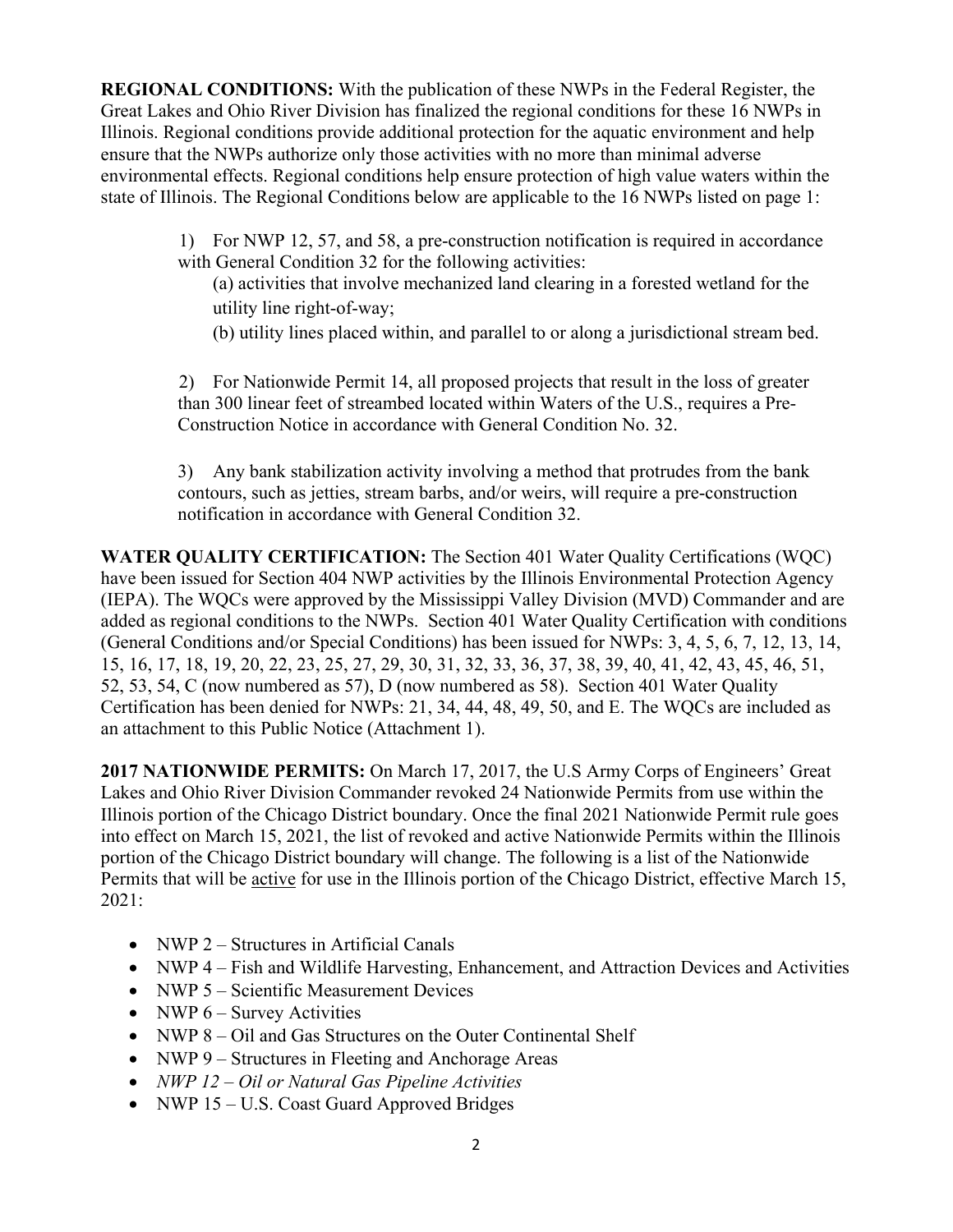**REGIONAL CONDITIONS:** With the publication of these NWPs in the Federal Register, the Great Lakes and Ohio River Division has finalized the regional conditions for these 16 NWPs in Illinois. Regional conditions provide additional protection for the aquatic environment and help ensure that the NWPs authorize only those activities with no more than minimal adverse environmental effects. Regional conditions help ensure protection of high value waters within the state of Illinois. The Regional Conditions below are applicable to the 16 NWPs listed on page 1:

1) For NWP 12, 57, and 58, a pre-construction notification is required in accordance with General Condition 32 for the following activities:
   (a) activities that involve mechanized land clearing in a forested wetland for the utility line right-of-way;
   (b) utility lines placed within, and parallel to or along a jurisdictional stream bed.

2) For Nationwide Permit 14, all proposed projects that result in the loss of greater than 300 linear feet of streambed located within Waters of the U.S., requires a Pre-Construction Notice in accordance with General Condition No. 32.

3) Any bank stabilization activity involving a method that protrudes from the bank contours, such as jetties, stream barbs, and/or weirs, will require a pre-construction notification in accordance with General Condition 32.

**WATER QUALITY CERTIFICATION:** The Section 401 Water Quality Certifications (WQC) have been issued for Section 404 NWP activities by the Illinois Environmental Protection Agency (IEPA). The WQCs were approved by the Mississippi Valley Division (MVD) Commander and are added as regional conditions to the NWPs. Section 401 Water Quality Certification with conditions (General Conditions and/or Special Conditions) has been issued for NWPs: 3, 4, 5, 6, 7, 12, 13, 14, 15, 16, 17, 18, 19, 20, 22, 23, 25, 27, 29, 30, 31, 32, 33, 36, 37, 38, 39, 40, 41, 42, 43, 45, 46, 51, 52, 53, 54, C (now numbered as 57), D (now numbered as 58). Section 401 Water Quality Certification has been denied for NWPs: 21, 34, 44, 48, 49, 50, and E. The WQCs are included as an attachment to this Public Notice (Attachment 1).

**2017 NATIONWIDE PERMITS:** On March 17, 2017, the U.S Army Corps of Engineers' Great Lakes and Ohio River Division Commander revoked 24 Nationwide Permits from use within the Illinois portion of the Chicago District boundary. Once the final 2021 Nationwide Permit rule goes into effect on March 15, 2021, the list of revoked and active Nationwide Permits within the Illinois portion of the Chicago District boundary will change. The following is a list of the Nationwide Permits that will be <u>active</u> for use in the Illinois portion of the Chicago District, effective March 15, 2021:

- NWP 2 – Structures in Artificial Canals
- NWP 4 – Fish and Wildlife Harvesting, Enhancement, and Attraction Devices and Activities
- NWP 5 – Scientific Measurement Devices
- NWP 6 – Survey Activities
- NWP 8 – Oil and Gas Structures on the Outer Continental Shelf
- NWP 9 – Structures in Fleeting and Anchorage Areas
- *NWP 12 – Oil or Natural Gas Pipeline Activities*
- NWP 15 – U.S. Coast Guard Approved Bridges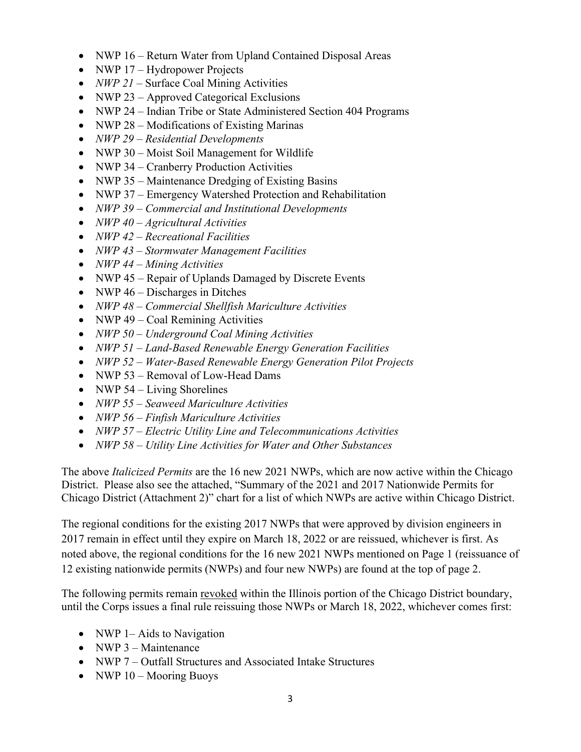- NWP 16 – Return Water from Upland Contained Disposal Areas
- NWP 17 – Hydropower Projects
- *NWP 21* – Surface Coal Mining Activities
- NWP 23 – Approved Categorical Exclusions
- NWP 24 – Indian Tribe or State Administered Section 404 Programs
- NWP 28 – Modifications of Existing Marinas
- *NWP 29 – Residential Developments*
- NWP 30 – Moist Soil Management for Wildlife
- NWP 34 – Cranberry Production Activities
- NWP 35 – Maintenance Dredging of Existing Basins
- NWP 37 – Emergency Watershed Protection and Rehabilitation
- *NWP 39 – Commercial and Institutional Developments*
- *NWP 40 – Agricultural Activities*
- *NWP 42 – Recreational Facilities*
- *NWP 43 – Stormwater Management Facilities*
- *NWP 44 – Mining Activities*
- NWP 45 – Repair of Uplands Damaged by Discrete Events
- NWP 46 – Discharges in Ditches
- *NWP 48 – Commercial Shellfish Mariculture Activities*
- NWP 49 – Coal Remining Activities
- *NWP 50 – Underground Coal Mining Activities*
- *NWP 51 – Land-Based Renewable Energy Generation Facilities*
- *NWP 52 – Water-Based Renewable Energy Generation Pilot Projects*
- NWP 53 – Removal of Low-Head Dams
- NWP 54 – Living Shorelines
- *NWP 55 – Seaweed Mariculture Activities*
- *NWP 56 – Finfish Mariculture Activities*
- *NWP 57 – Electric Utility Line and Telecommunications Activities*
- *NWP 58 – Utility Line Activities for Water and Other Substances*

The above *Italicized Permits* are the 16 new 2021 NWPs, which are now active within the Chicago District. Please also see the attached, "Summary of the 2021 and 2017 Nationwide Permits for Chicago District (Attachment 2)" chart for a list of which NWPs are active within Chicago District.

The regional conditions for the existing 2017 NWPs that were approved by division engineers in 2017 remain in effect until they expire on March 18, 2022 or are reissued, whichever is first. As noted above, the regional conditions for the 16 new 2021 NWPs mentioned on Page 1 (reissuance of 12 existing nationwide permits (NWPs) and four new NWPs) are found at the top of page 2.

The following permits remain <u>revoked</u> within the Illinois portion of the Chicago District boundary, until the Corps issues a final rule reissuing those NWPs or March 18, 2022, whichever comes first:

- NWP 1– Aids to Navigation
- NWP 3 – Maintenance
- NWP 7 – Outfall Structures and Associated Intake Structures
- NWP 10 – Mooring Buoys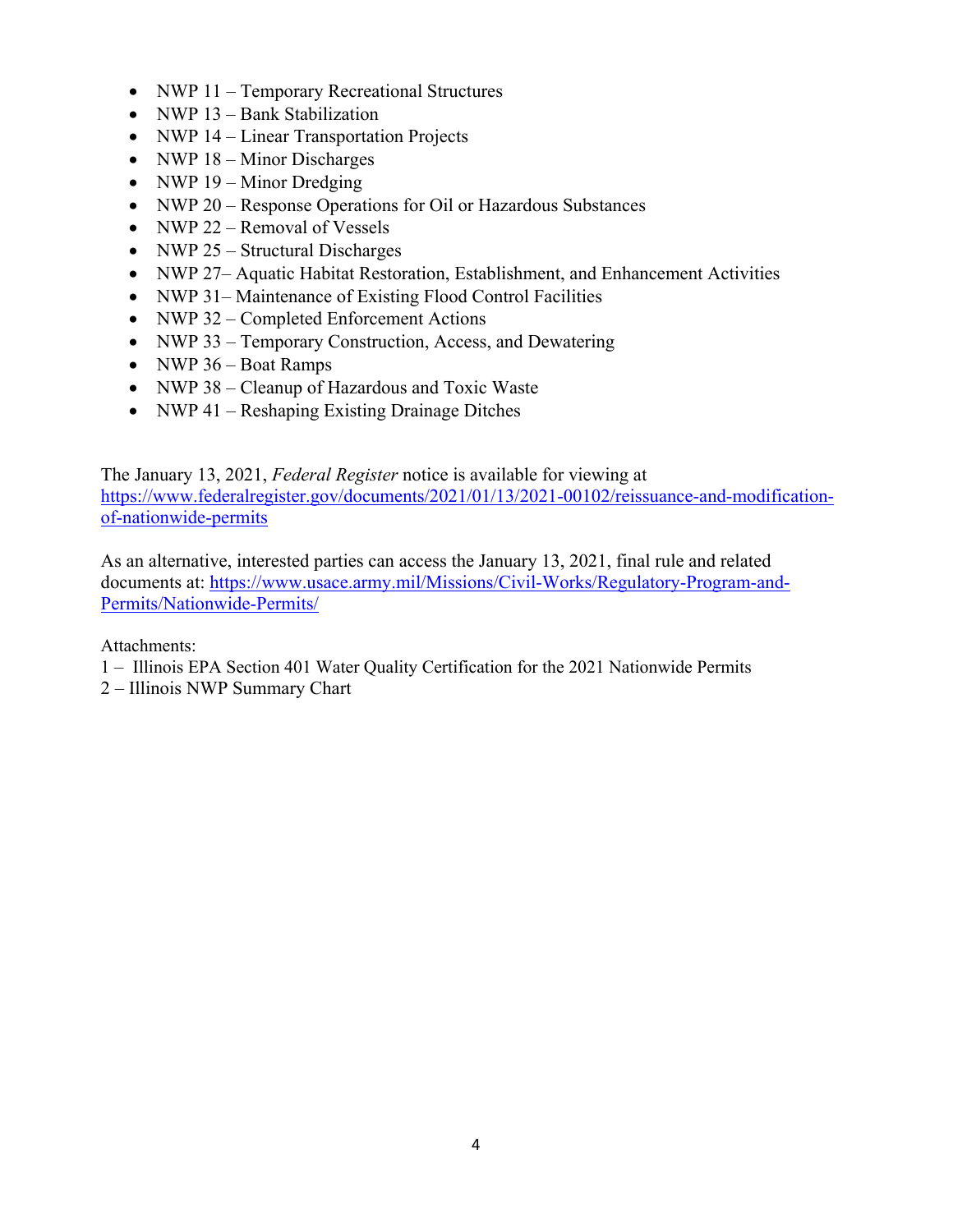- NWP 11 – Temporary Recreational Structures
- NWP 13 – Bank Stabilization
- NWP 14 – Linear Transportation Projects
- NWP 18 – Minor Discharges
- NWP 19 – Minor Dredging
- NWP 20 – Response Operations for Oil or Hazardous Substances
- NWP 22 – Removal of Vessels
- NWP 25 – Structural Discharges
- NWP 27– Aquatic Habitat Restoration, Establishment, and Enhancement Activities
- NWP 31– Maintenance of Existing Flood Control Facilities
- NWP 32 – Completed Enforcement Actions
- NWP 33 – Temporary Construction, Access, and Dewatering
- NWP 36 – Boat Ramps
- NWP 38 – Cleanup of Hazardous and Toxic Waste
- NWP 41 – Reshaping Existing Drainage Ditches

The January 13, 2021, *Federal Register* notice is available for viewing at [https://www.federalregister.gov/documents/2021/01/13/2021-00102/reissuance-and-modification-of-nationwide-permits](https://www.federalregister.gov/documents/2021/01/13/2021-00102/reissuance-and-modification-of-nationwide-permits)

As an alternative, interested parties can access the January 13, 2021, final rule and related documents at: [https://www.usace.army.mil/Missions/Civil-Works/Regulatory-Program-and-Permits/Nationwide-Permits/](https://www.usace.army.mil/Missions/Civil-Works/Regulatory-Program-and-Permits/Nationwide-Permits/)

Attachments:
1 – Illinois EPA Section 401 Water Quality Certification for the 2021 Nationwide Permits
2 – Illinois NWP Summary Chart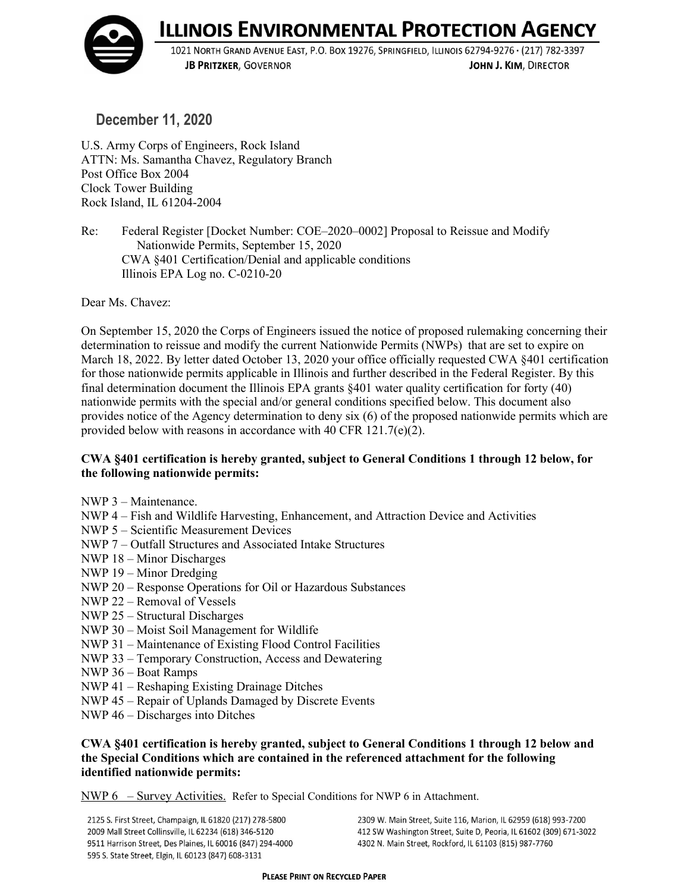# ILLINOIS ENVIRONMENTAL PROTECTION AGENCY

1021 NORTH GRAND AVENUE EAST, P.O. BOX 19276, SPRINGFIELD, ILLINOIS 62794-9276 • (217) 782-3397

**JB PRITZKER**, GOVERNOR **JOHN J. KIM**, DIRECTOR

**December 11, 2020**

U.S. Army Corps of Engineers, Rock Island
ATTN: Ms. Samantha Chavez, Regulatory Branch
Post Office Box 2004
Clock Tower Building
Rock Island, IL 61204-2004

Re: Federal Register [Docket Number: COE–2020–0002] Proposal to Reissue and Modify Nationwide Permits, September 15, 2020
CWA §401 Certification/Denial and applicable conditions
Illinois EPA Log no. C-0210-20

Dear Ms. Chavez:

On September 15, 2020 the Corps of Engineers issued the notice of proposed rulemaking concerning their determination to reissue and modify the current Nationwide Permits (NWPs) that are set to expire on March 18, 2022. By letter dated October 13, 2020 your office officially requested CWA §401 certification for those nationwide permits applicable in Illinois and further described in the Federal Register. By this final determination document the Illinois EPA grants §401 water quality certification for forty (40) nationwide permits with the special and/or general conditions specified below. This document also provides notice of the Agency determination to deny six (6) of the proposed nationwide permits which are provided below with reasons in accordance with 40 CFR 121.7(e)(2).

**CWA §401 certification is hereby granted, subject to General Conditions 1 through 12 below, for the following nationwide permits:**

NWP 3 – Maintenance.
NWP 4 – Fish and Wildlife Harvesting, Enhancement, and Attraction Device and Activities
NWP 5 – Scientific Measurement Devices
NWP 7 – Outfall Structures and Associated Intake Structures
NWP 18 – Minor Discharges
NWP 19 – Minor Dredging
NWP 20 – Response Operations for Oil or Hazardous Substances
NWP 22 – Removal of Vessels
NWP 25 – Structural Discharges
NWP 30 – Moist Soil Management for Wildlife
NWP 31 – Maintenance of Existing Flood Control Facilities
NWP 33 – Temporary Construction, Access and Dewatering
NWP 36 – Boat Ramps
NWP 41 – Reshaping Existing Drainage Ditches
NWP 45 – Repair of Uplands Damaged by Discrete Events
NWP 46 – Discharges into Ditches

**CWA §401 certification is hereby granted, subject to General Conditions 1 through 12 below and the Special Conditions which are contained in the referenced attachment for the following identified nationwide permits:**

NWP 6 – Survey Activities. Refer to Special Conditions for NWP 6 in Attachment.

2125 S. First Street, Champaign, IL 61820 (217) 278-5800
2009 Mall Street Collinsville, IL 62234 (618) 346-5120
9511 Harrison Street, Des Plaines, IL 60016 (847) 294-4000
595 S. State Street, Elgin, IL 60123 (847) 608-3131
2309 W. Main Street, Suite 116, Marion, IL 62959 (618) 993-7200
412 SW Washington Street, Suite D, Peoria, IL 61602 (309) 671-3022
4302 N. Main Street, Rockford, IL 61103 (815) 987-7760

PLEASE PRINT ON RECYCLED PAPER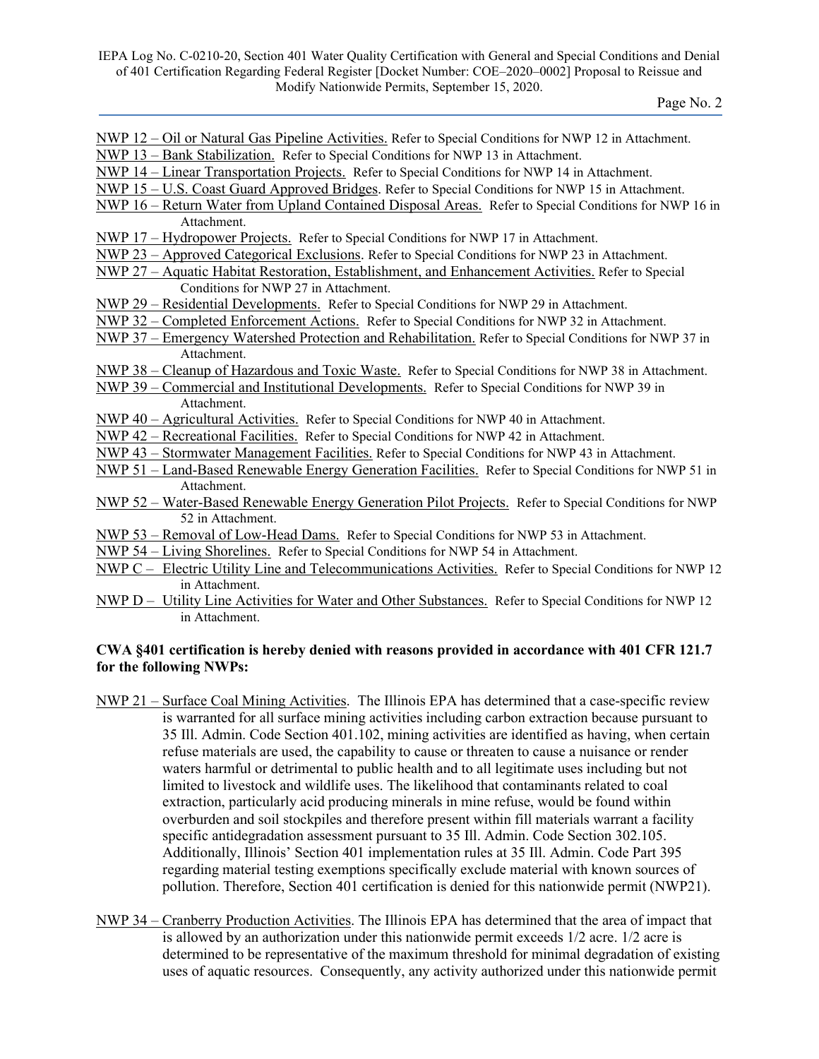NWP 12 – Oil or Natural Gas Pipeline Activities. Refer to Special Conditions for NWP 12 in Attachment.

NWP 13 – Bank Stabilization. Refer to Special Conditions for NWP 13 in Attachment.

NWP 14 – Linear Transportation Projects. Refer to Special Conditions for NWP 14 in Attachment.

NWP 15 – U.S. Coast Guard Approved Bridges. Refer to Special Conditions for NWP 15 in Attachment.

NWP 16 – Return Water from Upland Contained Disposal Areas. Refer to Special Conditions for NWP 16 in Attachment.

NWP 17 – Hydropower Projects. Refer to Special Conditions for NWP 17 in Attachment.

NWP 23 – Approved Categorical Exclusions. Refer to Special Conditions for NWP 23 in Attachment.

NWP 27 – Aquatic Habitat Restoration, Establishment, and Enhancement Activities. Refer to Special Conditions for NWP 27 in Attachment.

NWP 29 – Residential Developments. Refer to Special Conditions for NWP 29 in Attachment.

NWP 32 – Completed Enforcement Actions. Refer to Special Conditions for NWP 32 in Attachment.

NWP 37 – Emergency Watershed Protection and Rehabilitation. Refer to Special Conditions for NWP 37 in Attachment.

NWP 38 – Cleanup of Hazardous and Toxic Waste. Refer to Special Conditions for NWP 38 in Attachment.

NWP 39 – Commercial and Institutional Developments. Refer to Special Conditions for NWP 39 in Attachment.

NWP 40 – Agricultural Activities. Refer to Special Conditions for NWP 40 in Attachment.

NWP 42 – Recreational Facilities. Refer to Special Conditions for NWP 42 in Attachment.

NWP 43 – Stormwater Management Facilities. Refer to Special Conditions for NWP 43 in Attachment.

NWP 51 – Land-Based Renewable Energy Generation Facilities. Refer to Special Conditions for NWP 51 in Attachment.

NWP 52 – Water-Based Renewable Energy Generation Pilot Projects. Refer to Special Conditions for NWP 52 in Attachment.

NWP 53 – Removal of Low-Head Dams. Refer to Special Conditions for NWP 53 in Attachment.

NWP 54 – Living Shorelines. Refer to Special Conditions for NWP 54 in Attachment.

NWP C – Electric Utility Line and Telecommunications Activities. Refer to Special Conditions for NWP 12 in Attachment.

NWP D – Utility Line Activities for Water and Other Substances. Refer to Special Conditions for NWP 12 in Attachment.

**CWA §401 certification is hereby denied with reasons provided in accordance with 401 CFR 121.7 for the following NWPs:**

NWP 21 – Surface Coal Mining Activities. The Illinois EPA has determined that a case-specific review is warranted for all surface mining activities including carbon extraction because pursuant to 35 Ill. Admin. Code Section 401.102, mining activities are identified as having, when certain refuse materials are used, the capability to cause or threaten to cause a nuisance or render waters harmful or detrimental to public health and to all legitimate uses including but not limited to livestock and wildlife uses. The likelihood that contaminants related to coal extraction, particularly acid producing minerals in mine refuse, would be found within overburden and soil stockpiles and therefore present within fill materials warrant a facility specific antidegradation assessment pursuant to 35 Ill. Admin. Code Section 302.105. Additionally, Illinois' Section 401 implementation rules at 35 Ill. Admin. Code Part 395 regarding material testing exemptions specifically exclude material with known sources of pollution. Therefore, Section 401 certification is denied for this nationwide permit (NWP21).

NWP 34 – Cranberry Production Activities. The Illinois EPA has determined that the area of impact that is allowed by an authorization under this nationwide permit exceeds 1/2 acre. 1/2 acre is determined to be representative of the maximum threshold for minimal degradation of existing uses of aquatic resources. Consequently, any activity authorized under this nationwide permit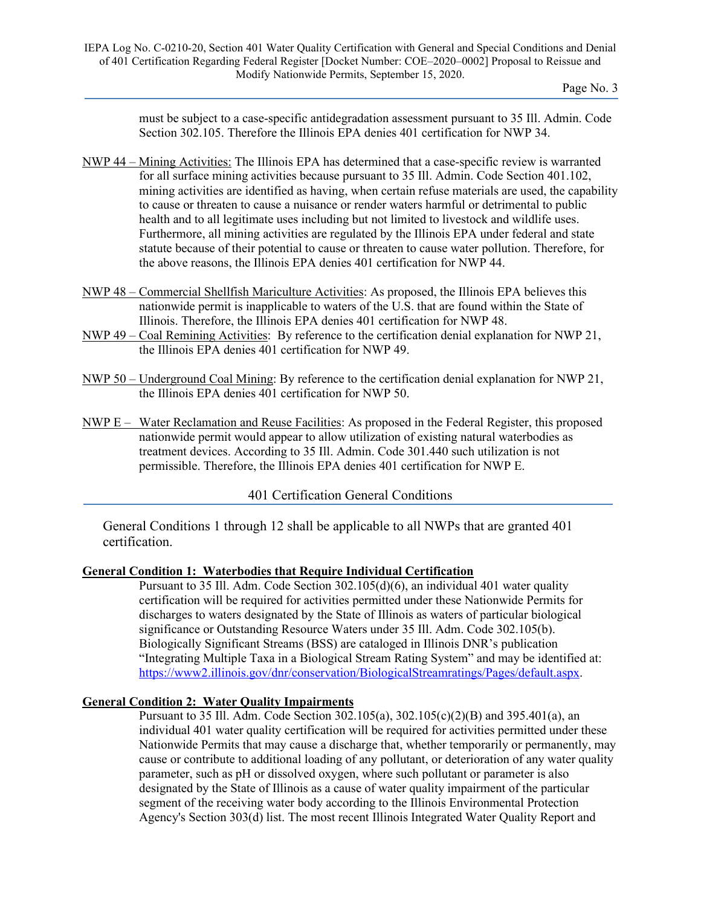must be subject to a case-specific antidegradation assessment pursuant to 35 Ill. Admin. Code Section 302.105. Therefore the Illinois EPA denies 401 certification for NWP 34.

NWP 44 – Mining Activities: The Illinois EPA has determined that a case-specific review is warranted for all surface mining activities because pursuant to 35 Ill. Admin. Code Section 401.102, mining activities are identified as having, when certain refuse materials are used, the capability to cause or threaten to cause a nuisance or render waters harmful or detrimental to public health and to all legitimate uses including but not limited to livestock and wildlife uses. Furthermore, all mining activities are regulated by the Illinois EPA under federal and state statute because of their potential to cause or threaten to cause water pollution. Therefore, for the above reasons, the Illinois EPA denies 401 certification for NWP 44.

NWP 48 – Commercial Shellfish Mariculture Activities: As proposed, the Illinois EPA believes this nationwide permit is inapplicable to waters of the U.S. that are found within the State of Illinois. Therefore, the Illinois EPA denies 401 certification for NWP 48.

NWP 49 – Coal Remining Activities: By reference to the certification denial explanation for NWP 21, the Illinois EPA denies 401 certification for NWP 49.

NWP 50 – Underground Coal Mining: By reference to the certification denial explanation for NWP 21, the Illinois EPA denies 401 certification for NWP 50.

NWP E – Water Reclamation and Reuse Facilities: As proposed in the Federal Register, this proposed nationwide permit would appear to allow utilization of existing natural waterbodies as treatment devices. According to 35 Ill. Admin. Code 301.440 such utilization is not permissible. Therefore, the Illinois EPA denies 401 certification for NWP E.

## 401 Certification General Conditions

General Conditions 1 through 12 shall be applicable to all NWPs that are granted 401 certification.

**General Condition 1: Waterbodies that Require Individual Certification**

Pursuant to 35 Ill. Adm. Code Section 302.105(d)(6), an individual 401 water quality certification will be required for activities permitted under these Nationwide Permits for discharges to waters designated by the State of Illinois as waters of particular biological significance or Outstanding Resource Waters under 35 Ill. Adm. Code 302.105(b). Biologically Significant Streams (BSS) are cataloged in Illinois DNR's publication "Integrating Multiple Taxa in a Biological Stream Rating System" and may be identified at: https://www2.illinois.gov/dnr/conservation/BiologicalStreamratings/Pages/default.aspx.

**General Condition 2: Water Quality Impairments**

Pursuant to 35 Ill. Adm. Code Section 302.105(a), 302.105(c)(2)(B) and 395.401(a), an individual 401 water quality certification will be required for activities permitted under these Nationwide Permits that may cause a discharge that, whether temporarily or permanently, may cause or contribute to additional loading of any pollutant, or deterioration of any water quality parameter, such as pH or dissolved oxygen, where such pollutant or parameter is also designated by the State of Illinois as a cause of water quality impairment of the particular segment of the receiving water body according to the Illinois Environmental Protection Agency's Section 303(d) list. The most recent Illinois Integrated Water Quality Report and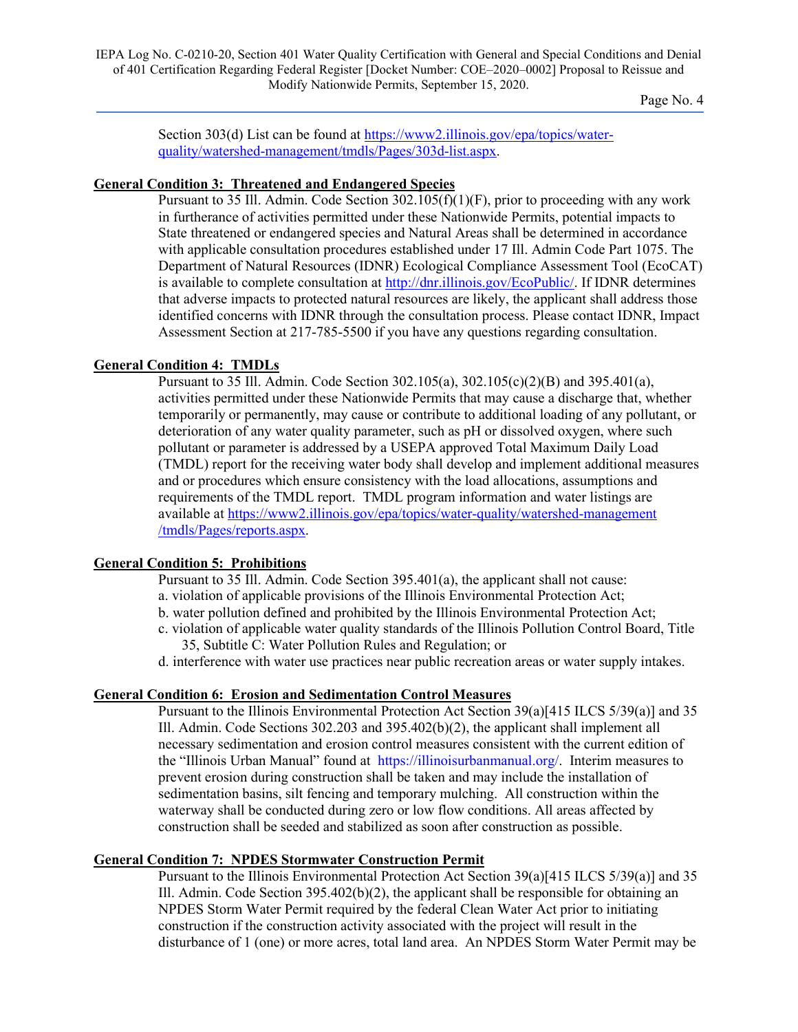Section 303(d) List can be found at [https://www2.illinois.gov/epa/topics/water-quality/watershed-management/tmdls/Pages/303d-list.aspx](https://www2.illinois.gov/epa/topics/water-quality/watershed-management/tmdls/Pages/303d-list.aspx).

**General Condition 3: Threatened and Endangered Species**

Pursuant to 35 Ill. Admin. Code Section 302.105(f)(1)(F), prior to proceeding with any work in furtherance of activities permitted under these Nationwide Permits, potential impacts to State threatened or endangered species and Natural Areas shall be determined in accordance with applicable consultation procedures established under 17 Ill. Admin Code Part 1075. The Department of Natural Resources (IDNR) Ecological Compliance Assessment Tool (EcoCAT) is available to complete consultation at [http://dnr.illinois.gov/EcoPublic/](http://dnr.illinois.gov/EcoPublic/). If IDNR determines that adverse impacts to protected natural resources are likely, the applicant shall address those identified concerns with IDNR through the consultation process. Please contact IDNR, Impact Assessment Section at 217-785-5500 if you have any questions regarding consultation.

**General Condition 4: TMDLs**

Pursuant to 35 Ill. Admin. Code Section 302.105(a), 302.105(c)(2)(B) and 395.401(a), activities permitted under these Nationwide Permits that may cause a discharge that, whether temporarily or permanently, may cause or contribute to additional loading of any pollutant, or deterioration of any water quality parameter, such as pH or dissolved oxygen, where such pollutant or parameter is addressed by a USEPA approved Total Maximum Daily Load (TMDL) report for the receiving water body shall develop and implement additional measures and or procedures which ensure consistency with the load allocations, assumptions and requirements of the TMDL report. TMDL program information and water listings are available at [https://www2.illinois.gov/epa/topics/water-quality/watershed-management/tmdls/Pages/reports.aspx](https://www2.illinois.gov/epa/topics/water-quality/watershed-management/tmdls/Pages/reports.aspx).

**General Condition 5: Prohibitions**

Pursuant to 35 Ill. Admin. Code Section 395.401(a), the applicant shall not cause:

a. violation of applicable provisions of the Illinois Environmental Protection Act;
b. water pollution defined and prohibited by the Illinois Environmental Protection Act;
c. violation of applicable water quality standards of the Illinois Pollution Control Board, Title 35, Subtitle C: Water Pollution Rules and Regulation; or
d. interference with water use practices near public recreation areas or water supply intakes.

**General Condition 6: Erosion and Sedimentation Control Measures**

Pursuant to the Illinois Environmental Protection Act Section 39(a)[415 ILCS 5/39(a)] and 35 Ill. Admin. Code Sections 302.203 and 395.402(b)(2), the applicant shall implement all necessary sedimentation and erosion control measures consistent with the current edition of the "Illinois Urban Manual" found at https://illinoisurbanmanual.org/. Interim measures to prevent erosion during construction shall be taken and may include the installation of sedimentation basins, silt fencing and temporary mulching. All construction within the waterway shall be conducted during zero or low flow conditions. All areas affected by construction shall be seeded and stabilized as soon after construction as possible.

**General Condition 7: NPDES Stormwater Construction Permit**

Pursuant to the Illinois Environmental Protection Act Section 39(a)[415 ILCS 5/39(a)] and 35 Ill. Admin. Code Section 395.402(b)(2), the applicant shall be responsible for obtaining an NPDES Storm Water Permit required by the federal Clean Water Act prior to initiating construction if the construction activity associated with the project will result in the disturbance of 1 (one) or more acres, total land area. An NPDES Storm Water Permit may be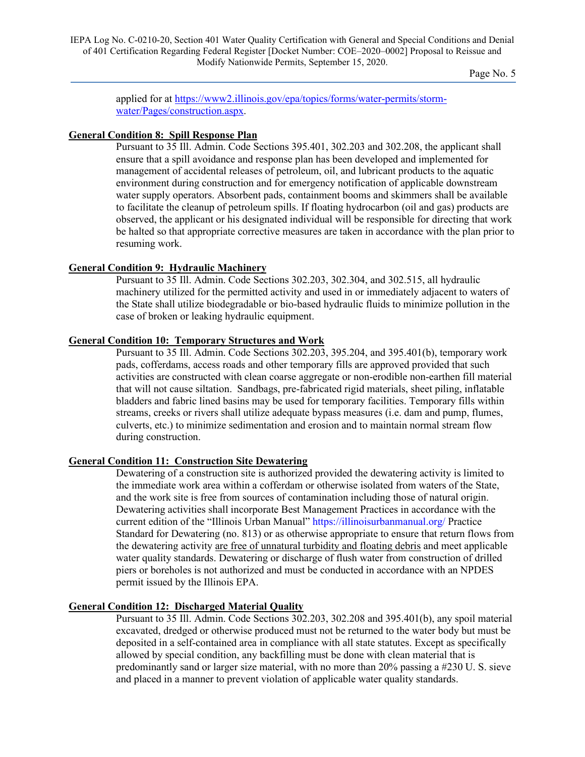applied for at [https://www2.illinois.gov/epa/topics/forms/water-permits/storm-water/Pages/construction.aspx](https://www2.illinois.gov/epa/topics/forms/water-permits/storm-water/Pages/construction.aspx).

**General Condition 8: Spill Response Plan**

Pursuant to 35 Ill. Admin. Code Sections 395.401, 302.203 and 302.208, the applicant shall ensure that a spill avoidance and response plan has been developed and implemented for management of accidental releases of petroleum, oil, and lubricant products to the aquatic environment during construction and for emergency notification of applicable downstream water supply operators. Absorbent pads, containment booms and skimmers shall be available to facilitate the cleanup of petroleum spills. If floating hydrocarbon (oil and gas) products are observed, the applicant or his designated individual will be responsible for directing that work be halted so that appropriate corrective measures are taken in accordance with the plan prior to resuming work.

**General Condition 9: Hydraulic Machinery**

Pursuant to 35 Ill. Admin. Code Sections 302.203, 302.304, and 302.515, all hydraulic machinery utilized for the permitted activity and used in or immediately adjacent to waters of the State shall utilize biodegradable or bio-based hydraulic fluids to minimize pollution in the case of broken or leaking hydraulic equipment.

**General Condition 10: Temporary Structures and Work**

Pursuant to 35 Ill. Admin. Code Sections 302.203, 395.204, and 395.401(b), temporary work pads, cofferdams, access roads and other temporary fills are approved provided that such activities are constructed with clean coarse aggregate or non-erodible non-earthen fill material that will not cause siltation. Sandbags, pre-fabricated rigid materials, sheet piling, inflatable bladders and fabric lined basins may be used for temporary facilities. Temporary fills within streams, creeks or rivers shall utilize adequate bypass measures (i.e. dam and pump, flumes, culverts, etc.) to minimize sedimentation and erosion and to maintain normal stream flow during construction.

**General Condition 11: Construction Site Dewatering**

Dewatering of a construction site is authorized provided the dewatering activity is limited to the immediate work area within a cofferdam or otherwise isolated from waters of the State, and the work site is free from sources of contamination including those of natural origin. Dewatering activities shall incorporate Best Management Practices in accordance with the current edition of the "Illinois Urban Manual" https://illinoisurbanmanual.org/ Practice Standard for Dewatering (no. 813) or as otherwise appropriate to ensure that return flows from the dewatering activity are free of unnatural turbidity and floating debris and meet applicable water quality standards. Dewatering or discharge of flush water from construction of drilled piers or boreholes is not authorized and must be conducted in accordance with an NPDES permit issued by the Illinois EPA.

**General Condition 12: Discharged Material Quality**

Pursuant to 35 Ill. Admin. Code Sections 302.203, 302.208 and 395.401(b), any spoil material excavated, dredged or otherwise produced must not be returned to the water body but must be deposited in a self-contained area in compliance with all state statutes. Except as specifically allowed by special condition, any backfilling must be done with clean material that is predominantly sand or larger size material, with no more than 20% passing a #230 U. S. sieve and placed in a manner to prevent violation of applicable water quality standards.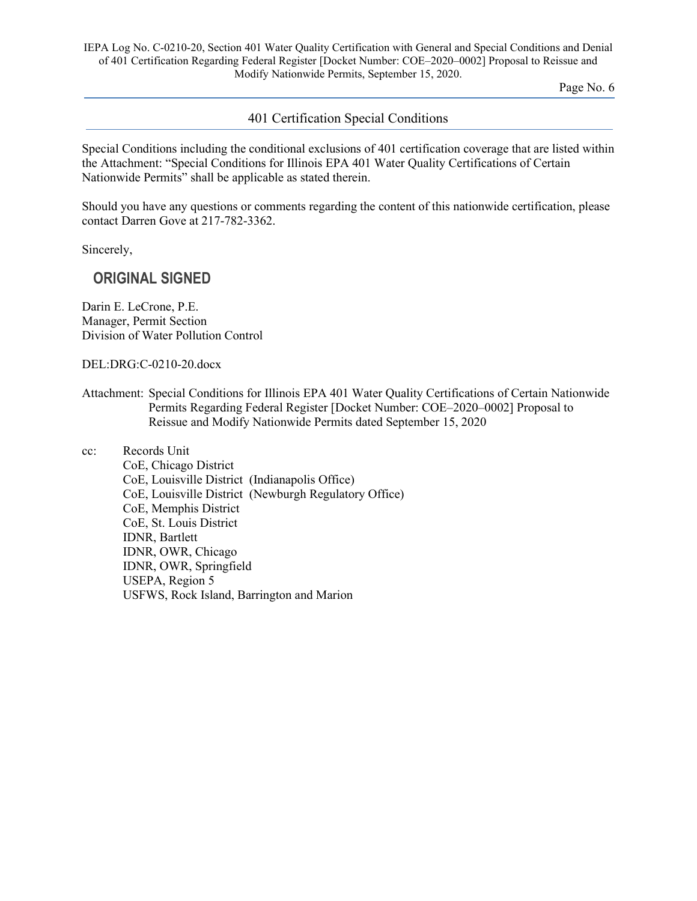## 401 Certification Special Conditions

Special Conditions including the conditional exclusions of 401 certification coverage that are listed within the Attachment: "Special Conditions for Illinois EPA 401 Water Quality Certifications of Certain Nationwide Permits" shall be applicable as stated therein.

Should you have any questions or comments regarding the content of this nationwide certification, please contact Darren Gove at 217-782-3362.

Sincerely,

**ORIGINAL SIGNED**

Darin E. LeCrone, P.E.
Manager, Permit Section
Division of Water Pollution Control

DEL:DRG:C-0210-20.docx

Attachment: Special Conditions for Illinois EPA 401 Water Quality Certifications of Certain Nationwide Permits Regarding Federal Register [Docket Number: COE–2020–0002] Proposal to Reissue and Modify Nationwide Permits dated September 15, 2020

cc: Records Unit
CoE, Chicago District
CoE, Louisville District (Indianapolis Office)
CoE, Louisville District (Newburgh Regulatory Office)
CoE, Memphis District
CoE, St. Louis District
IDNR, Bartlett
IDNR, OWR, Chicago
IDNR, OWR, Springfield
USEPA, Region 5
USFWS, Rock Island, Barrington and Marion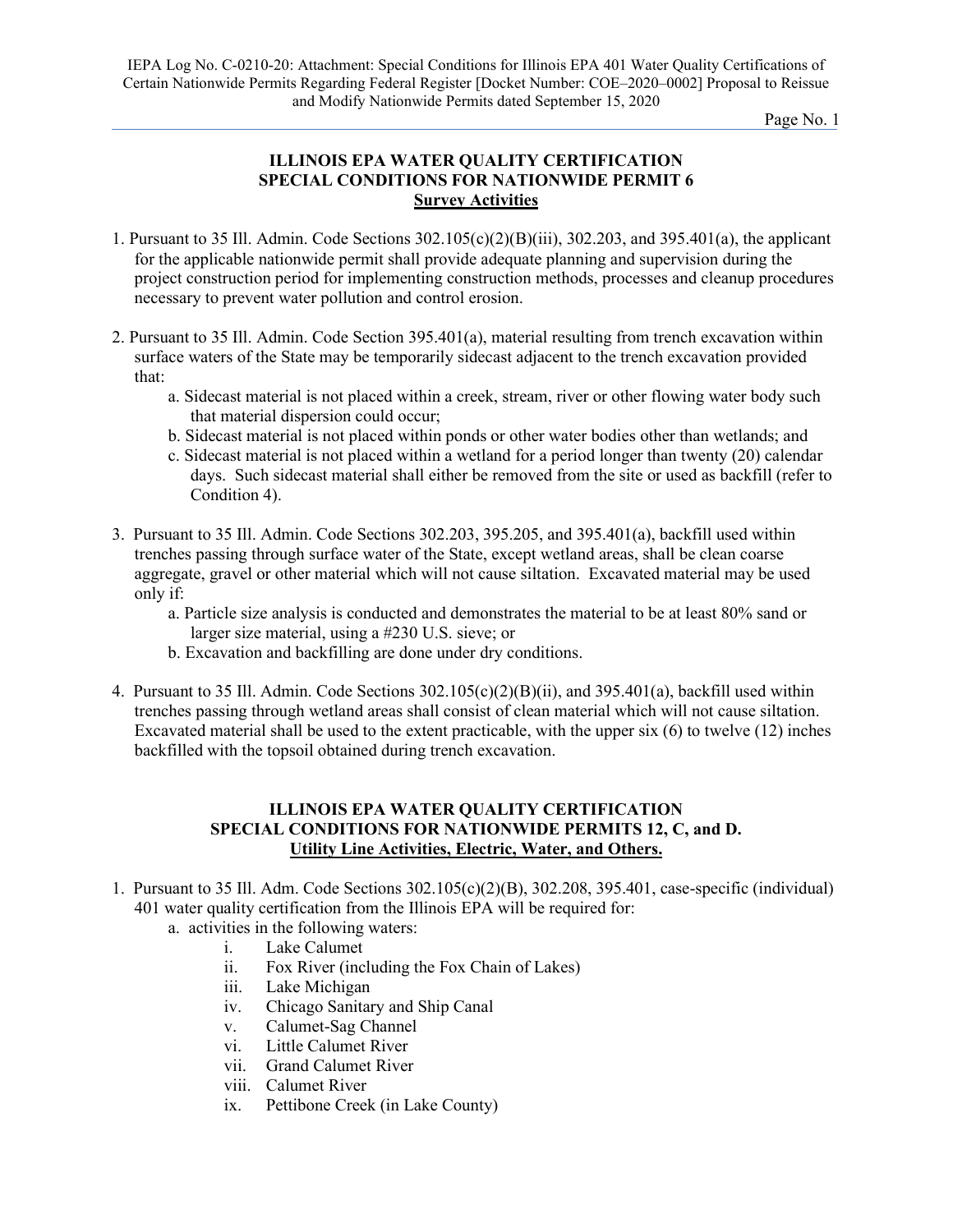## ILLINOIS EPA WATER QUALITY CERTIFICATION SPECIAL CONDITIONS FOR NATIONWIDE PERMIT 6

### Survey Activities

1. Pursuant to 35 Ill. Admin. Code Sections 302.105(c)(2)(B)(iii), 302.203, and 395.401(a), the applicant for the applicable nationwide permit shall provide adequate planning and supervision during the project construction period for implementing construction methods, processes and cleanup procedures necessary to prevent water pollution and control erosion.

2. Pursuant to 35 Ill. Admin. Code Section 395.401(a), material resulting from trench excavation within surface waters of the State may be temporarily sidecast adjacent to the trench excavation provided that:
   a. Sidecast material is not placed within a creek, stream, river or other flowing water body such that material dispersion could occur;
   b. Sidecast material is not placed within ponds or other water bodies other than wetlands; and
   c. Sidecast material is not placed within a wetland for a period longer than twenty (20) calendar days. Such sidecast material shall either be removed from the site or used as backfill (refer to Condition 4).

3. Pursuant to 35 Ill. Admin. Code Sections 302.203, 395.205, and 395.401(a), backfill used within trenches passing through surface water of the State, except wetland areas, shall be clean coarse aggregate, gravel or other material which will not cause siltation. Excavated material may be used only if:
   a. Particle size analysis is conducted and demonstrates the material to be at least 80% sand or larger size material, using a #230 U.S. sieve; or
   b. Excavation and backfilling are done under dry conditions.

4. Pursuant to 35 Ill. Admin. Code Sections 302.105(c)(2)(B)(ii), and 395.401(a), backfill used within trenches passing through wetland areas shall consist of clean material which will not cause siltation. Excavated material shall be used to the extent practicable, with the upper six (6) to twelve (12) inches backfilled with the topsoil obtained during trench excavation.

## ILLINOIS EPA WATER QUALITY CERTIFICATION SPECIAL CONDITIONS FOR NATIONWIDE PERMITS 12, C, and D.

### Utility Line Activities, Electric, Water, and Others.

1. Pursuant to 35 Ill. Adm. Code Sections 302.105(c)(2)(B), 302.208, 395.401, case-specific (individual) 401 water quality certification from the Illinois EPA will be required for:
   a. activities in the following waters:
      i. Lake Calumet
      ii. Fox River (including the Fox Chain of Lakes)
      iii. Lake Michigan
      iv. Chicago Sanitary and Ship Canal
      v. Calumet-Sag Channel
      vi. Little Calumet River
      vii. Grand Calumet River
      viii. Calumet River
      ix. Pettibone Creek (in Lake County)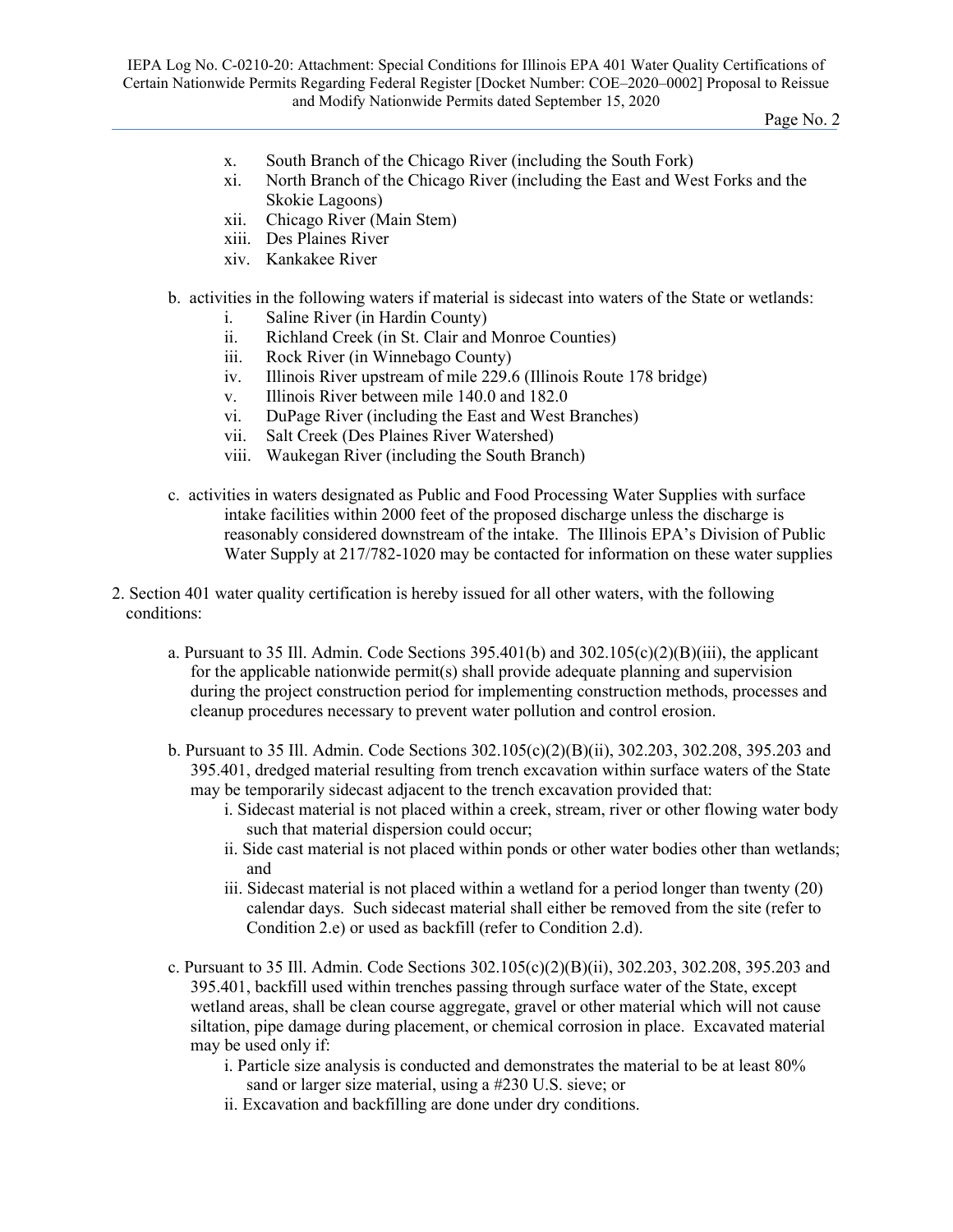x. South Branch of the Chicago River (including the South Fork)
xi. North Branch of the Chicago River (including the East and West Forks and the Skokie Lagoons)
xii. Chicago River (Main Stem)
xiii. Des Plaines River
xiv. Kankakee River

b. activities in the following waters if material is sidecast into waters of the State or wetlands:

i. Saline River (in Hardin County)
ii. Richland Creek (in St. Clair and Monroe Counties)
iii. Rock River (in Winnebago County)
iv. Illinois River upstream of mile 229.6 (Illinois Route 178 bridge)
v. Illinois River between mile 140.0 and 182.0
vi. DuPage River (including the East and West Branches)
vii. Salt Creek (Des Plaines River Watershed)
viii. Waukegan River (including the South Branch)

c. activities in waters designated as Public and Food Processing Water Supplies with surface intake facilities within 2000 feet of the proposed discharge unless the discharge is reasonably considered downstream of the intake. The Illinois EPA's Division of Public Water Supply at 217/782-1020 may be contacted for information on these water supplies

2. Section 401 water quality certification is hereby issued for all other waters, with the following conditions:

a. Pursuant to 35 Ill. Admin. Code Sections 395.401(b) and 302.105(c)(2)(B)(iii), the applicant for the applicable nationwide permit(s) shall provide adequate planning and supervision during the project construction period for implementing construction methods, processes and cleanup procedures necessary to prevent water pollution and control erosion.

b. Pursuant to 35 Ill. Admin. Code Sections 302.105(c)(2)(B)(ii), 302.203, 302.208, 395.203 and 395.401, dredged material resulting from trench excavation within surface waters of the State may be temporarily sidecast adjacent to the trench excavation provided that:

i. Sidecast material is not placed within a creek, stream, river or other flowing water body such that material dispersion could occur;
ii. Side cast material is not placed within ponds or other water bodies other than wetlands; and
iii. Sidecast material is not placed within a wetland for a period longer than twenty (20) calendar days. Such sidecast material shall either be removed from the site (refer to Condition 2.e) or used as backfill (refer to Condition 2.d).

c. Pursuant to 35 Ill. Admin. Code Sections 302.105(c)(2)(B)(ii), 302.203, 302.208, 395.203 and 395.401, backfill used within trenches passing through surface water of the State, except wetland areas, shall be clean course aggregate, gravel or other material which will not cause siltation, pipe damage during placement, or chemical corrosion in place. Excavated material may be used only if:

i. Particle size analysis is conducted and demonstrates the material to be at least 80% sand or larger size material, using a #230 U.S. sieve; or
ii. Excavation and backfilling are done under dry conditions.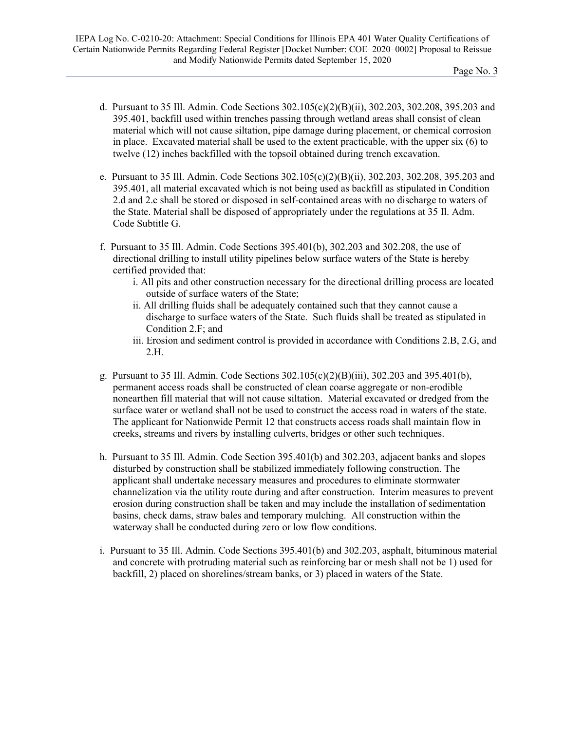d. Pursuant to 35 Ill. Admin. Code Sections 302.105(c)(2)(B)(ii), 302.203, 302.208, 395.203 and 395.401, backfill used within trenches passing through wetland areas shall consist of clean material which will not cause siltation, pipe damage during placement, or chemical corrosion in place. Excavated material shall be used to the extent practicable, with the upper six (6) to twelve (12) inches backfilled with the topsoil obtained during trench excavation.

e. Pursuant to 35 Ill. Admin. Code Sections 302.105(c)(2)(B)(ii), 302.203, 302.208, 395.203 and 395.401, all material excavated which is not being used as backfill as stipulated in Condition 2.d and 2.c shall be stored or disposed in self-contained areas with no discharge to waters of the State. Material shall be disposed of appropriately under the regulations at 35 Il. Adm. Code Subtitle G.

f. Pursuant to 35 Ill. Admin. Code Sections 395.401(b), 302.203 and 302.208, the use of directional drilling to install utility pipelines below surface waters of the State is hereby certified provided that:
   - i. All pits and other construction necessary for the directional drilling process are located outside of surface waters of the State;
   - ii. All drilling fluids shall be adequately contained such that they cannot cause a discharge to surface waters of the State. Such fluids shall be treated as stipulated in Condition 2.F; and
   - iii. Erosion and sediment control is provided in accordance with Conditions 2.B, 2.G, and 2.H.

g. Pursuant to 35 Ill. Admin. Code Sections 302.105(c)(2)(B)(iii), 302.203 and 395.401(b), permanent access roads shall be constructed of clean coarse aggregate or non-erodible nonearthen fill material that will not cause siltation. Material excavated or dredged from the surface water or wetland shall not be used to construct the access road in waters of the state. The applicant for Nationwide Permit 12 that constructs access roads shall maintain flow in creeks, streams and rivers by installing culverts, bridges or other such techniques.

h. Pursuant to 35 Ill. Admin. Code Section 395.401(b) and 302.203, adjacent banks and slopes disturbed by construction shall be stabilized immediately following construction. The applicant shall undertake necessary measures and procedures to eliminate stormwater channelization via the utility route during and after construction. Interim measures to prevent erosion during construction shall be taken and may include the installation of sedimentation basins, check dams, straw bales and temporary mulching. All construction within the waterway shall be conducted during zero or low flow conditions.

i. Pursuant to 35 Ill. Admin. Code Sections 395.401(b) and 302.203, asphalt, bituminous material and concrete with protruding material such as reinforcing bar or mesh shall not be 1) used for backfill, 2) placed on shorelines/stream banks, or 3) placed in waters of the State.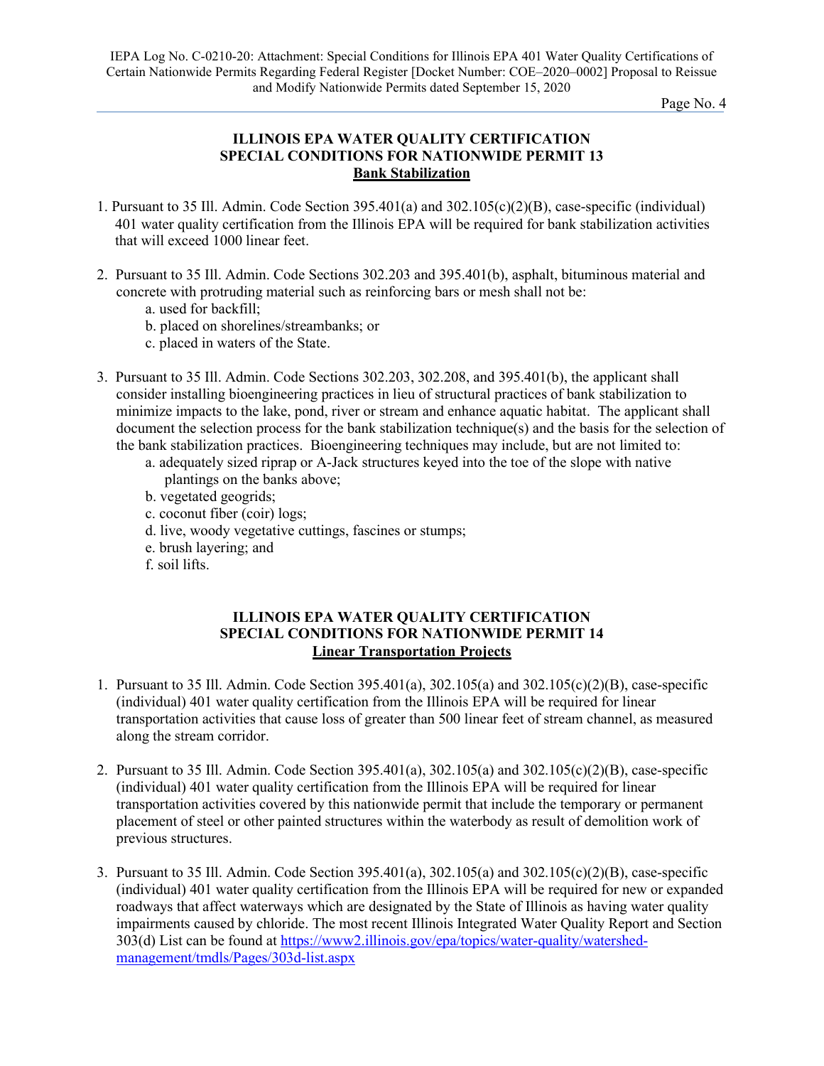## ILLINOIS EPA WATER QUALITY CERTIFICATION SPECIAL CONDITIONS FOR NATIONWIDE PERMIT 13

### Bank Stabilization

1. Pursuant to 35 Ill. Admin. Code Section 395.401(a) and 302.105(c)(2)(B), case-specific (individual) 401 water quality certification from the Illinois EPA will be required for bank stabilization activities that will exceed 1000 linear feet.

2. Pursuant to 35 Ill. Admin. Code Sections 302.203 and 395.401(b), asphalt, bituminous material and concrete with protruding material such as reinforcing bars or mesh shall not be:
   - a. used for backfill;
   - b. placed on shorelines/streambanks; or
   - c. placed in waters of the State.

3. Pursuant to 35 Ill. Admin. Code Sections 302.203, 302.208, and 395.401(b), the applicant shall consider installing bioengineering practices in lieu of structural practices of bank stabilization to minimize impacts to the lake, pond, river or stream and enhance aquatic habitat. The applicant shall document the selection process for the bank stabilization technique(s) and the basis for the selection of the bank stabilization practices. Bioengineering techniques may include, but are not limited to:
   - a. adequately sized riprap or A-Jack structures keyed into the toe of the slope with native plantings on the banks above;
   - b. vegetated geogrids;
   - c. coconut fiber (coir) logs;
   - d. live, woody vegetative cuttings, fascines or stumps;
   - e. brush layering; and
   - f. soil lifts.

## ILLINOIS EPA WATER QUALITY CERTIFICATION SPECIAL CONDITIONS FOR NATIONWIDE PERMIT 14

### Linear Transportation Projects

1. Pursuant to 35 Ill. Admin. Code Section 395.401(a), 302.105(a) and 302.105(c)(2)(B), case-specific (individual) 401 water quality certification from the Illinois EPA will be required for linear transportation activities that cause loss of greater than 500 linear feet of stream channel, as measured along the stream corridor.

2. Pursuant to 35 Ill. Admin. Code Section 395.401(a), 302.105(a) and 302.105(c)(2)(B), case-specific (individual) 401 water quality certification from the Illinois EPA will be required for linear transportation activities covered by this nationwide permit that include the temporary or permanent placement of steel or other painted structures within the waterbody as result of demolition work of previous structures.

3. Pursuant to 35 Ill. Admin. Code Section 395.401(a), 302.105(a) and 302.105(c)(2)(B), case-specific (individual) 401 water quality certification from the Illinois EPA will be required for new or expanded roadways that affect waterways which are designated by the State of Illinois as having water quality impairments caused by chloride. The most recent Illinois Integrated Water Quality Report and Section 303(d) List can be found at https://www2.illinois.gov/epa/topics/water-quality/watershed-management/tmdls/Pages/303d-list.aspx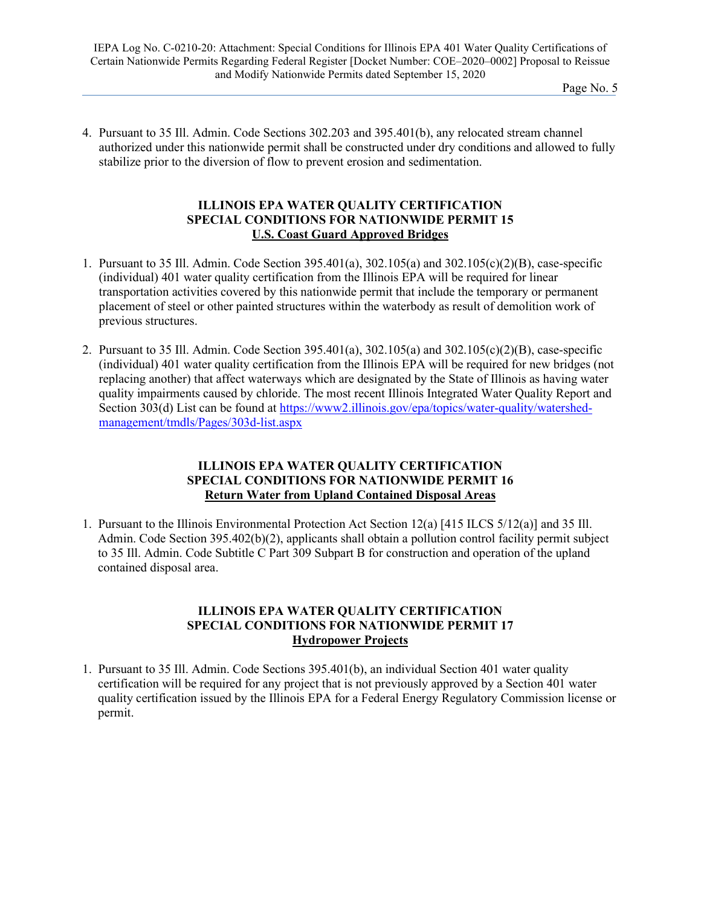4. Pursuant to 35 Ill. Admin. Code Sections 302.203 and 395.401(b), any relocated stream channel authorized under this nationwide permit shall be constructed under dry conditions and allowed to fully stabilize prior to the diversion of flow to prevent erosion and sedimentation.

## ILLINOIS EPA WATER QUALITY CERTIFICATION SPECIAL CONDITIONS FOR NATIONWIDE PERMIT 15

**U.S. Coast Guard Approved Bridges**

1. Pursuant to 35 Ill. Admin. Code Section 395.401(a), 302.105(a) and 302.105(c)(2)(B), case-specific (individual) 401 water quality certification from the Illinois EPA will be required for linear transportation activities covered by this nationwide permit that include the temporary or permanent placement of steel or other painted structures within the waterbody as result of demolition work of previous structures.

2. Pursuant to 35 Ill. Admin. Code Section 395.401(a), 302.105(a) and 302.105(c)(2)(B), case-specific (individual) 401 water quality certification from the Illinois EPA will be required for new bridges (not replacing another) that affect waterways which are designated by the State of Illinois as having water quality impairments caused by chloride. The most recent Illinois Integrated Water Quality Report and Section 303(d) List can be found at https://www2.illinois.gov/epa/topics/water-quality/watershed-management/tmdls/Pages/303d-list.aspx

## ILLINOIS EPA WATER QUALITY CERTIFICATION SPECIAL CONDITIONS FOR NATIONWIDE PERMIT 16

**Return Water from Upland Contained Disposal Areas**

1. Pursuant to the Illinois Environmental Protection Act Section 12(a) [415 ILCS 5/12(a)] and 35 Ill. Admin. Code Section 395.402(b)(2), applicants shall obtain a pollution control facility permit subject to 35 Ill. Admin. Code Subtitle C Part 309 Subpart B for construction and operation of the upland contained disposal area.

## ILLINOIS EPA WATER QUALITY CERTIFICATION SPECIAL CONDITIONS FOR NATIONWIDE PERMIT 17

**Hydropower Projects**

1. Pursuant to 35 Ill. Admin. Code Sections 395.401(b), an individual Section 401 water quality certification will be required for any project that is not previously approved by a Section 401 water quality certification issued by the Illinois EPA for a Federal Energy Regulatory Commission license or permit.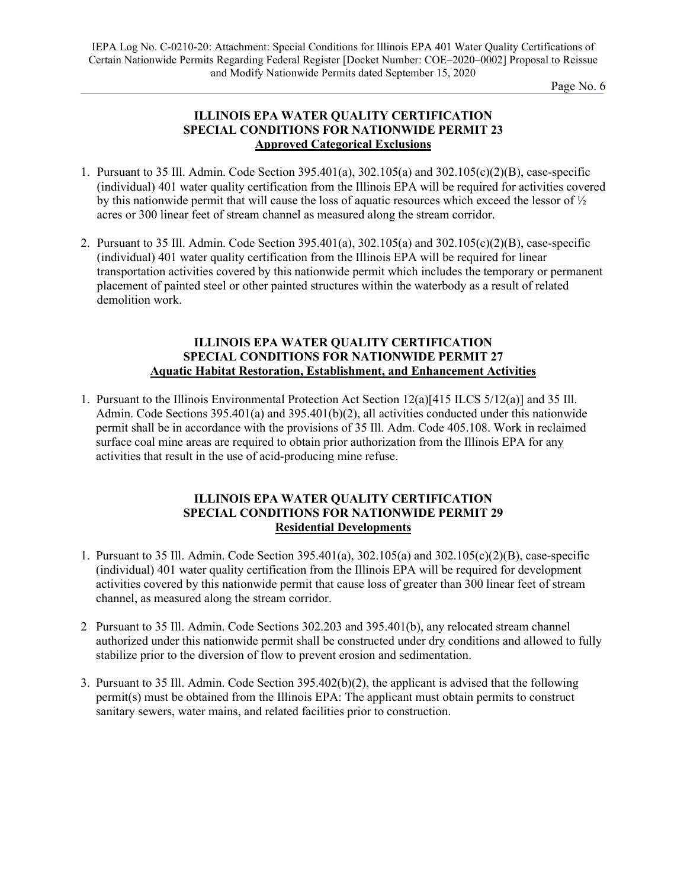## ILLINOIS EPA WATER QUALITY CERTIFICATION SPECIAL CONDITIONS FOR NATIONWIDE PERMIT 23

### Approved Categorical Exclusions

1. Pursuant to 35 Ill. Admin. Code Section 395.401(a), 302.105(a) and 302.105(c)(2)(B), case-specific (individual) 401 water quality certification from the Illinois EPA will be required for activities covered by this nationwide permit that will cause the loss of aquatic resources which exceed the lessor of ½ acres or 300 linear feet of stream channel as measured along the stream corridor.

2. Pursuant to 35 Ill. Admin. Code Section 395.401(a), 302.105(a) and 302.105(c)(2)(B), case-specific (individual) 401 water quality certification from the Illinois EPA will be required for linear transportation activities covered by this nationwide permit which includes the temporary or permanent placement of painted steel or other painted structures within the waterbody as a result of related demolition work.

## ILLINOIS EPA WATER QUALITY CERTIFICATION SPECIAL CONDITIONS FOR NATIONWIDE PERMIT 27

### Aquatic Habitat Restoration, Establishment, and Enhancement Activities

1. Pursuant to the Illinois Environmental Protection Act Section 12(a)[415 ILCS 5/12(a)] and 35 Ill. Admin. Code Sections 395.401(a) and 395.401(b)(2), all activities conducted under this nationwide permit shall be in accordance with the provisions of 35 Ill. Adm. Code 405.108. Work in reclaimed surface coal mine areas are required to obtain prior authorization from the Illinois EPA for any activities that result in the use of acid-producing mine refuse.

## ILLINOIS EPA WATER QUALITY CERTIFICATION SPECIAL CONDITIONS FOR NATIONWIDE PERMIT 29

### Residential Developments

1. Pursuant to 35 Ill. Admin. Code Section 395.401(a), 302.105(a) and 302.105(c)(2)(B), case-specific (individual) 401 water quality certification from the Illinois EPA will be required for development activities covered by this nationwide permit that cause loss of greater than 300 linear feet of stream channel, as measured along the stream corridor.

2. Pursuant to 35 Ill. Admin. Code Sections 302.203 and 395.401(b), any relocated stream channel authorized under this nationwide permit shall be constructed under dry conditions and allowed to fully stabilize prior to the diversion of flow to prevent erosion and sedimentation.

3. Pursuant to 35 Ill. Admin. Code Section 395.402(b)(2), the applicant is advised that the following permit(s) must be obtained from the Illinois EPA: The applicant must obtain permits to construct sanitary sewers, water mains, and related facilities prior to construction.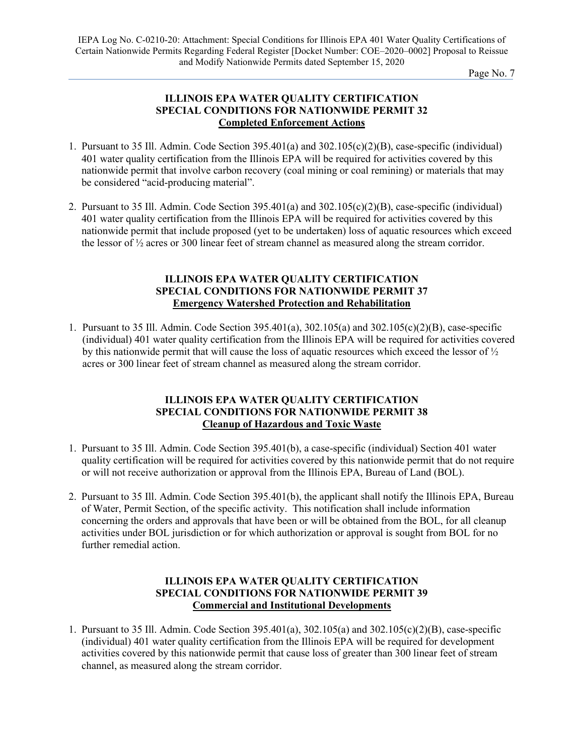## ILLINOIS EPA WATER QUALITY CERTIFICATION SPECIAL CONDITIONS FOR NATIONWIDE PERMIT 32

### Completed Enforcement Actions

1. Pursuant to 35 Ill. Admin. Code Section 395.401(a) and 302.105(c)(2)(B), case-specific (individual) 401 water quality certification from the Illinois EPA will be required for activities covered by this nationwide permit that involve carbon recovery (coal mining or coal remining) or materials that may be considered "acid-producing material".

2. Pursuant to 35 Ill. Admin. Code Section 395.401(a) and 302.105(c)(2)(B), case-specific (individual) 401 water quality certification from the Illinois EPA will be required for activities covered by this nationwide permit that include proposed (yet to be undertaken) loss of aquatic resources which exceed the lessor of ½ acres or 300 linear feet of stream channel as measured along the stream corridor.

## ILLINOIS EPA WATER QUALITY CERTIFICATION SPECIAL CONDITIONS FOR NATIONWIDE PERMIT 37

### Emergency Watershed Protection and Rehabilitation

1. Pursuant to 35 Ill. Admin. Code Section 395.401(a), 302.105(a) and 302.105(c)(2)(B), case-specific (individual) 401 water quality certification from the Illinois EPA will be required for activities covered by this nationwide permit that will cause the loss of aquatic resources which exceed the lessor of ½ acres or 300 linear feet of stream channel as measured along the stream corridor.

## ILLINOIS EPA WATER QUALITY CERTIFICATION SPECIAL CONDITIONS FOR NATIONWIDE PERMIT 38

### Cleanup of Hazardous and Toxic Waste

1. Pursuant to 35 Ill. Admin. Code Section 395.401(b), a case-specific (individual) Section 401 water quality certification will be required for activities covered by this nationwide permit that do not require or will not receive authorization or approval from the Illinois EPA, Bureau of Land (BOL).

2. Pursuant to 35 Ill. Admin. Code Section 395.401(b), the applicant shall notify the Illinois EPA, Bureau of Water, Permit Section, of the specific activity. This notification shall include information concerning the orders and approvals that have been or will be obtained from the BOL, for all cleanup activities under BOL jurisdiction or for which authorization or approval is sought from BOL for no further remedial action.

## ILLINOIS EPA WATER QUALITY CERTIFICATION SPECIAL CONDITIONS FOR NATIONWIDE PERMIT 39

### Commercial and Institutional Developments

1. Pursuant to 35 Ill. Admin. Code Section 395.401(a), 302.105(a) and 302.105(c)(2)(B), case-specific (individual) 401 water quality certification from the Illinois EPA will be required for development activities covered by this nationwide permit that cause loss of greater than 300 linear feet of stream channel, as measured along the stream corridor.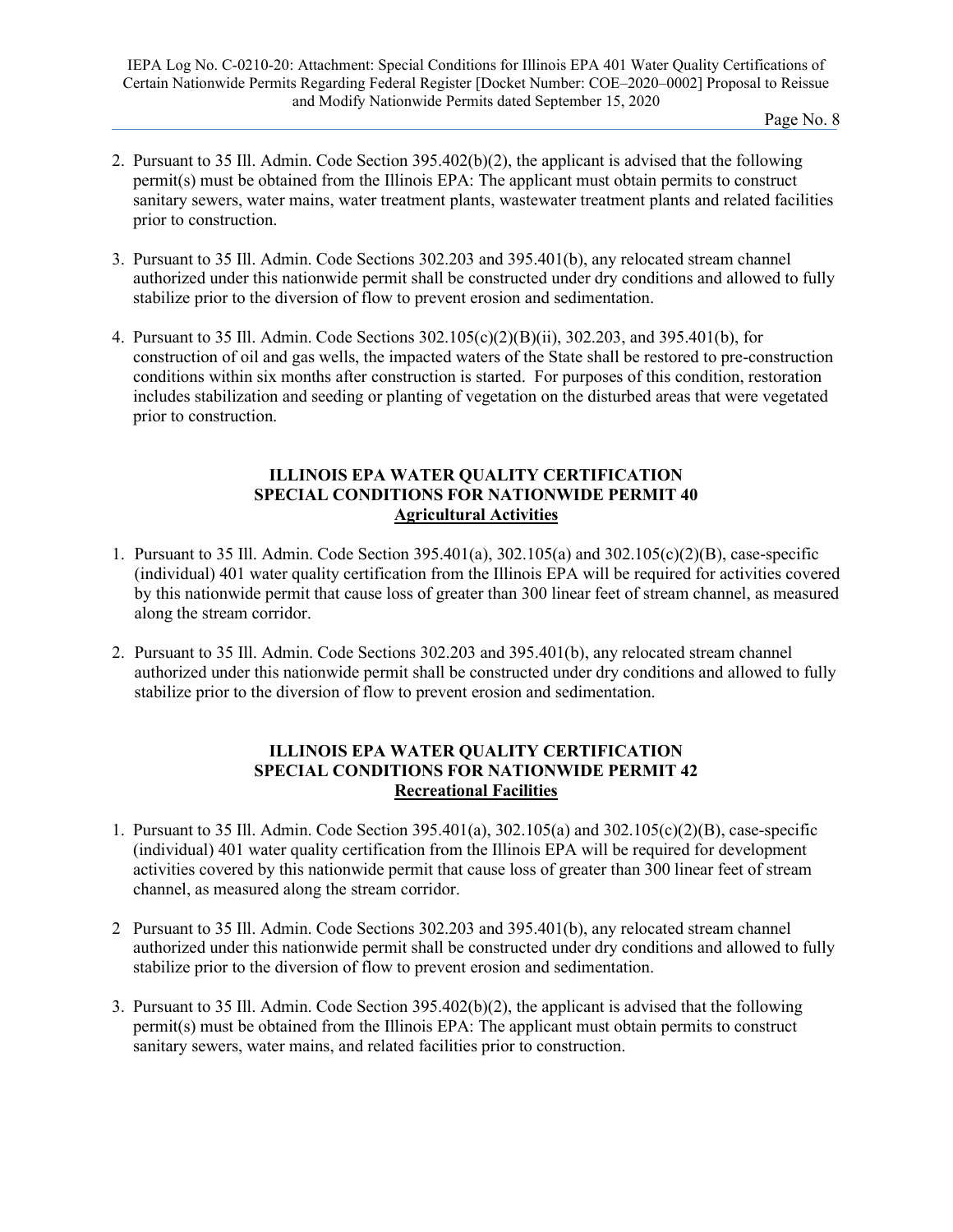2. Pursuant to 35 Ill. Admin. Code Section 395.402(b)(2), the applicant is advised that the following permit(s) must be obtained from the Illinois EPA: The applicant must obtain permits to construct sanitary sewers, water mains, water treatment plants, wastewater treatment plants and related facilities prior to construction.

3. Pursuant to 35 Ill. Admin. Code Sections 302.203 and 395.401(b), any relocated stream channel authorized under this nationwide permit shall be constructed under dry conditions and allowed to fully stabilize prior to the diversion of flow to prevent erosion and sedimentation.

4. Pursuant to 35 Ill. Admin. Code Sections 302.105(c)(2)(B)(ii), 302.203, and 395.401(b), for construction of oil and gas wells, the impacted waters of the State shall be restored to pre-construction conditions within six months after construction is started. For purposes of this condition, restoration includes stabilization and seeding or planting of vegetation on the disturbed areas that were vegetated prior to construction.

## ILLINOIS EPA WATER QUALITY CERTIFICATION SPECIAL CONDITIONS FOR NATIONWIDE PERMIT 40

**Agricultural Activities**

1. Pursuant to 35 Ill. Admin. Code Section 395.401(a), 302.105(a) and 302.105(c)(2)(B), case-specific (individual) 401 water quality certification from the Illinois EPA will be required for activities covered by this nationwide permit that cause loss of greater than 300 linear feet of stream channel, as measured along the stream corridor.

2. Pursuant to 35 Ill. Admin. Code Sections 302.203 and 395.401(b), any relocated stream channel authorized under this nationwide permit shall be constructed under dry conditions and allowed to fully stabilize prior to the diversion of flow to prevent erosion and sedimentation.

## ILLINOIS EPA WATER QUALITY CERTIFICATION SPECIAL CONDITIONS FOR NATIONWIDE PERMIT 42

**Recreational Facilities**

1. Pursuant to 35 Ill. Admin. Code Section 395.401(a), 302.105(a) and 302.105(c)(2)(B), case-specific (individual) 401 water quality certification from the Illinois EPA will be required for development activities covered by this nationwide permit that cause loss of greater than 300 linear feet of stream channel, as measured along the stream corridor.

2. Pursuant to 35 Ill. Admin. Code Sections 302.203 and 395.401(b), any relocated stream channel authorized under this nationwide permit shall be constructed under dry conditions and allowed to fully stabilize prior to the diversion of flow to prevent erosion and sedimentation.

3. Pursuant to 35 Ill. Admin. Code Section 395.402(b)(2), the applicant is advised that the following permit(s) must be obtained from the Illinois EPA: The applicant must obtain permits to construct sanitary sewers, water mains, and related facilities prior to construction.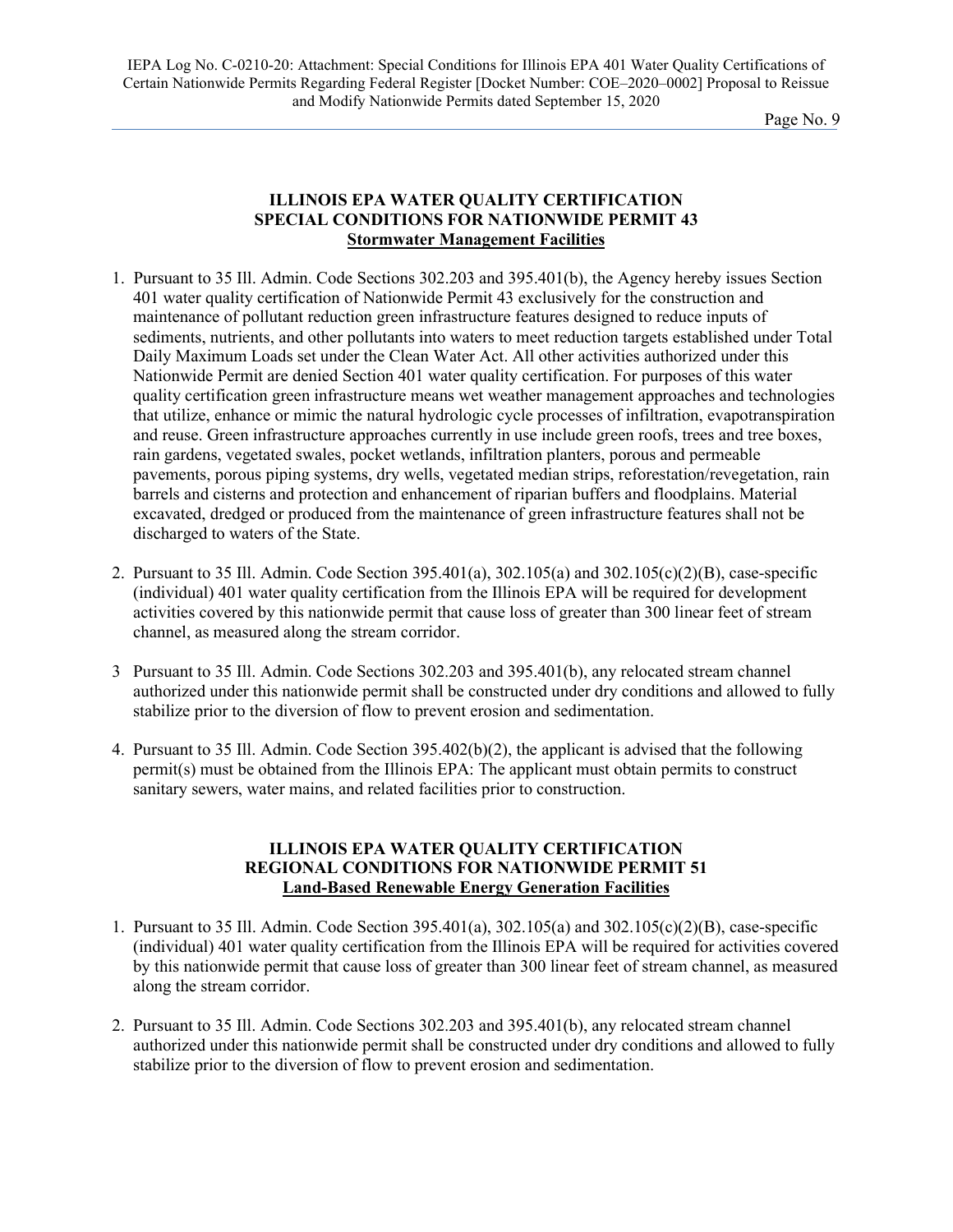## ILLINOIS EPA WATER QUALITY CERTIFICATION SPECIAL CONDITIONS FOR NATIONWIDE PERMIT 43

### Stormwater Management Facilities

1. Pursuant to 35 Ill. Admin. Code Sections 302.203 and 395.401(b), the Agency hereby issues Section 401 water quality certification of Nationwide Permit 43 exclusively for the construction and maintenance of pollutant reduction green infrastructure features designed to reduce inputs of sediments, nutrients, and other pollutants into waters to meet reduction targets established under Total Daily Maximum Loads set under the Clean Water Act. All other activities authorized under this Nationwide Permit are denied Section 401 water quality certification. For purposes of this water quality certification green infrastructure means wet weather management approaches and technologies that utilize, enhance or mimic the natural hydrologic cycle processes of infiltration, evapotranspiration and reuse. Green infrastructure approaches currently in use include green roofs, trees and tree boxes, rain gardens, vegetated swales, pocket wetlands, infiltration planters, porous and permeable pavements, porous piping systems, dry wells, vegetated median strips, reforestation/revegetation, rain barrels and cisterns and protection and enhancement of riparian buffers and floodplains. Material excavated, dredged or produced from the maintenance of green infrastructure features shall not be discharged to waters of the State.

2. Pursuant to 35 Ill. Admin. Code Section 395.401(a), 302.105(a) and 302.105(c)(2)(B), case-specific (individual) 401 water quality certification from the Illinois EPA will be required for development activities covered by this nationwide permit that cause loss of greater than 300 linear feet of stream channel, as measured along the stream corridor.

3. Pursuant to 35 Ill. Admin. Code Sections 302.203 and 395.401(b), any relocated stream channel authorized under this nationwide permit shall be constructed under dry conditions and allowed to fully stabilize prior to the diversion of flow to prevent erosion and sedimentation.

4. Pursuant to 35 Ill. Admin. Code Section 395.402(b)(2), the applicant is advised that the following permit(s) must be obtained from the Illinois EPA: The applicant must obtain permits to construct sanitary sewers, water mains, and related facilities prior to construction.

## ILLINOIS EPA WATER QUALITY CERTIFICATION REGIONAL CONDITIONS FOR NATIONWIDE PERMIT 51

### Land-Based Renewable Energy Generation Facilities

1. Pursuant to 35 Ill. Admin. Code Section 395.401(a), 302.105(a) and 302.105(c)(2)(B), case-specific (individual) 401 water quality certification from the Illinois EPA will be required for activities covered by this nationwide permit that cause loss of greater than 300 linear feet of stream channel, as measured along the stream corridor.

2. Pursuant to 35 Ill. Admin. Code Sections 302.203 and 395.401(b), any relocated stream channel authorized under this nationwide permit shall be constructed under dry conditions and allowed to fully stabilize prior to the diversion of flow to prevent erosion and sedimentation.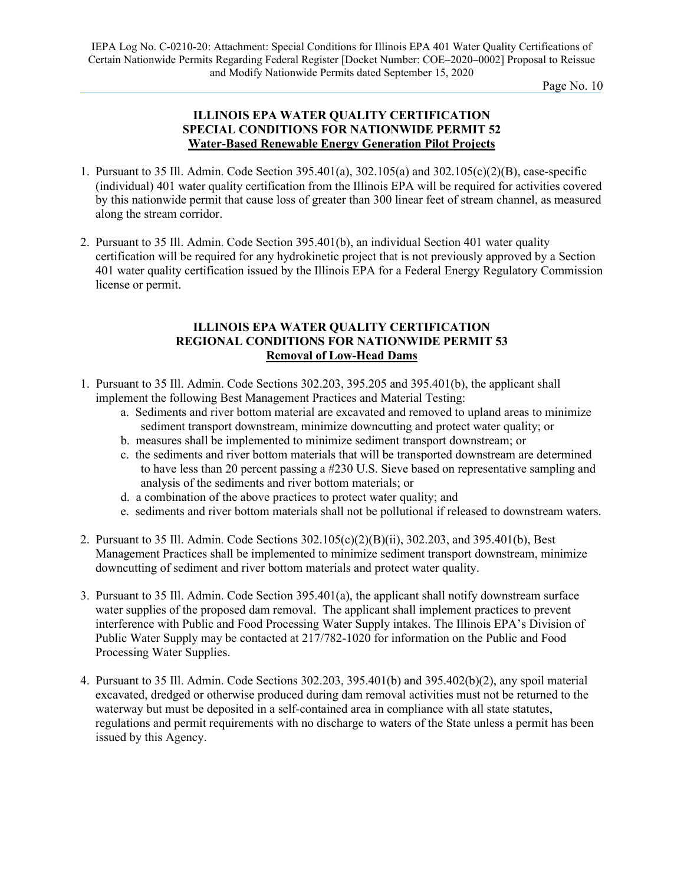## ILLINOIS EPA WATER QUALITY CERTIFICATION SPECIAL CONDITIONS FOR NATIONWIDE PERMIT 52

**Water-Based Renewable Energy Generation Pilot Projects**

1. Pursuant to 35 Ill. Admin. Code Section 395.401(a), 302.105(a) and 302.105(c)(2)(B), case-specific (individual) 401 water quality certification from the Illinois EPA will be required for activities covered by this nationwide permit that cause loss of greater than 300 linear feet of stream channel, as measured along the stream corridor.

2. Pursuant to 35 Ill. Admin. Code Section 395.401(b), an individual Section 401 water quality certification will be required for any hydrokinetic project that is not previously approved by a Section 401 water quality certification issued by the Illinois EPA for a Federal Energy Regulatory Commission license or permit.

## ILLINOIS EPA WATER QUALITY CERTIFICATION REGIONAL CONDITIONS FOR NATIONWIDE PERMIT 53

**Removal of Low-Head Dams**

1. Pursuant to 35 Ill. Admin. Code Sections 302.203, 395.205 and 395.401(b), the applicant shall implement the following Best Management Practices and Material Testing:
   a. Sediments and river bottom material are excavated and removed to upland areas to minimize sediment transport downstream, minimize downcutting and protect water quality; or
   b. measures shall be implemented to minimize sediment transport downstream; or
   c. the sediments and river bottom materials that will be transported downstream are determined to have less than 20 percent passing a #230 U.S. Sieve based on representative sampling and analysis of the sediments and river bottom materials; or
   d. a combination of the above practices to protect water quality; and
   e. sediments and river bottom materials shall not be pollutional if released to downstream waters.

2. Pursuant to 35 Ill. Admin. Code Sections 302.105(c)(2)(B)(ii), 302.203, and 395.401(b), Best Management Practices shall be implemented to minimize sediment transport downstream, minimize downcutting of sediment and river bottom materials and protect water quality.

3. Pursuant to 35 Ill. Admin. Code Section 395.401(a), the applicant shall notify downstream surface water supplies of the proposed dam removal. The applicant shall implement practices to prevent interference with Public and Food Processing Water Supply intakes. The Illinois EPA's Division of Public Water Supply may be contacted at 217/782-1020 for information on the Public and Food Processing Water Supplies.

4. Pursuant to 35 Ill. Admin. Code Sections 302.203, 395.401(b) and 395.402(b)(2), any spoil material excavated, dredged or otherwise produced during dam removal activities must not be returned to the waterway but must be deposited in a self-contained area in compliance with all state statutes, regulations and permit requirements with no discharge to waters of the State unless a permit has been issued by this Agency.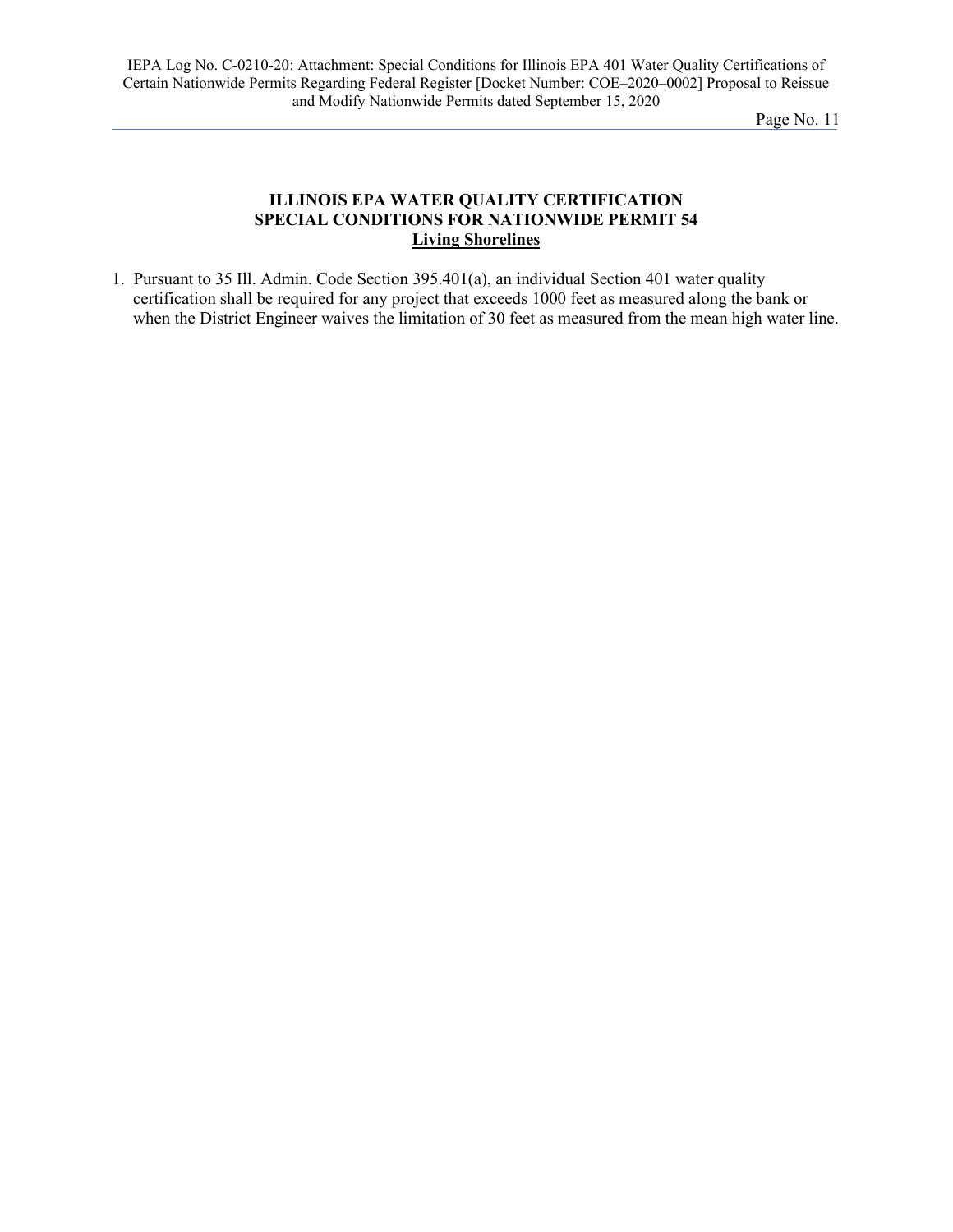## ILLINOIS EPA WATER QUALITY CERTIFICATION
## SPECIAL CONDITIONS FOR NATIONWIDE PERMIT 54
## Living Shorelines

1. Pursuant to 35 Ill. Admin. Code Section 395.401(a), an individual Section 401 water quality certification shall be required for any project that exceeds 1000 feet as measured along the bank or when the District Engineer waives the limitation of 30 feet as measured from the mean high water line.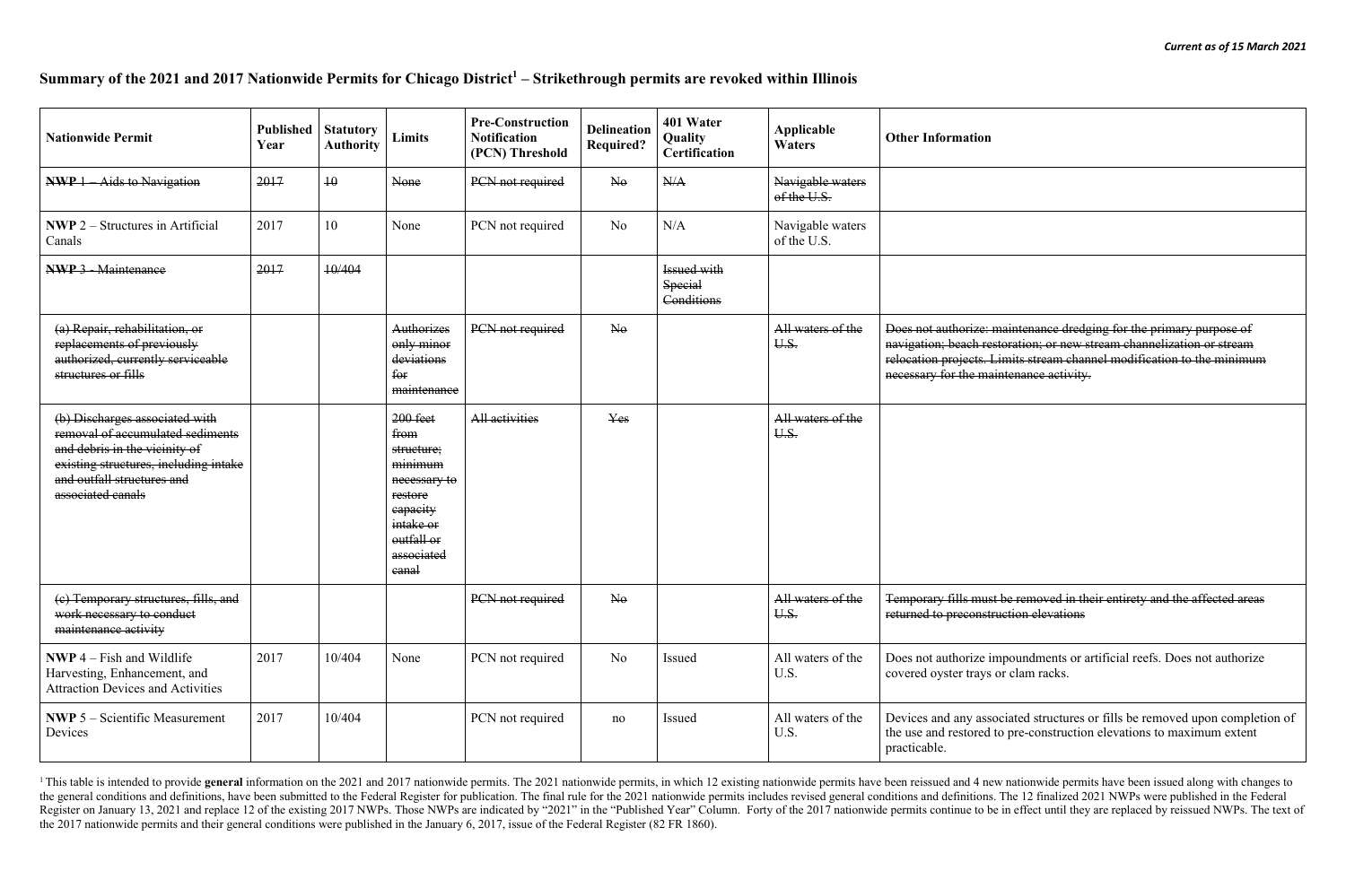*Current as of 15 March 2021*

# Summary of the 2021 and 2017 Nationwide Permits for Chicago District[1] – Strikethrough permits are revoked within Illinois

| Nationwide Permit | Published Year | Statutory Authority | Limits | Pre-Construction Notification (PCN) Threshold | Delineation Required? | 401 Water Quality Certification | Applicable Waters | Other Information |
|---|---|---|---|---|---|---|---|---|
| ~~**NWP** 1 – Aids to Navigation~~ | ~~2017~~ | ~~10~~ | ~~None~~ | ~~PCN not required~~ | ~~No~~ | ~~N/A~~ | ~~Navigable waters of the U.S.~~ | |
| **NWP** 2 – Structures in Artificial Canals | 2017 | 10 | None | PCN not required | No | N/A | Navigable waters of the U.S. | |
| ~~**NWP** 3 - Maintenance~~ | ~~2017~~ | ~~10/404~~ | | | | ~~Issued with Special Conditions~~ | | |
| ~~(a) Repair, rehabilitation, or replacements of previously authorized, currently serviceable structures or fills~~ | | | ~~Authorizes only minor deviations for maintenance~~ | ~~PCN not required~~ | ~~No~~ | | ~~All waters of the U.S.~~ | ~~Does not authorize: maintenance dredging for the primary purpose of navigation; beach restoration; or new stream channelization or stream relocation projects. Limits stream channel modification to the minimum necessary for the maintenance activity.~~ |
| ~~(b) Discharges associated with removal of accumulated sediments and debris in the vicinity of existing structures, including intake and outfall structures and associated canals~~ | | | ~~200 feet from structure; minimum necessary to restore capacity intake or outfall or associated canal~~ | ~~All activities~~ | ~~Yes~~ | | ~~All waters of the U.S.~~ | |
| ~~(c) Temporary structures, fills, and work necessary to conduct maintenance activity~~ | | | | ~~PCN not required~~ | ~~No~~ | | ~~All waters of the U.S.~~ | ~~Temporary fills must be removed in their entirety and the affected areas returned to preconstruction elevations~~ |
| **NWP** 4 – Fish and Wildlife Harvesting, Enhancement, and Attraction Devices and Activities | 2017 | 10/404 | None | PCN not required | No | Issued | All waters of the U.S. | Does not authorize impoundments or artificial reefs. Does not authorize covered oyster trays or clam racks. |
| **NWP** 5 – Scientific Measurement Devices | 2017 | 10/404 | | PCN not required | no | Issued | All waters of the U.S. | Devices and any associated structures or fills be removed upon completion of the use and restored to pre-construction elevations to maximum extent practicable. |

[1] This table is intended to provide **general** information on the 2021 and 2017 nationwide permits. The 2021 nationwide permits, in which 12 existing nationwide permits have been reissued and 4 new nationwide permits have been issued along with changes to the general conditions and definitions, have been submitted to the Federal Register for publication. The final rule for the 2021 nationwide permits includes revised general conditions and definitions. The 12 finalized 2021 NWPs were published in the Federal Register on January 13, 2021 and replace 12 of the existing 2017 NWPs. Those NWPs are indicated by "2021" in the "Published Year" Column. Forty of the 2017 nationwide permits continue to be in effect until they are replaced by reissued NWPs. The text of the 2017 nationwide permits and their general conditions were published in the January 6, 2017, issue of the Federal Register (82 FR 1860).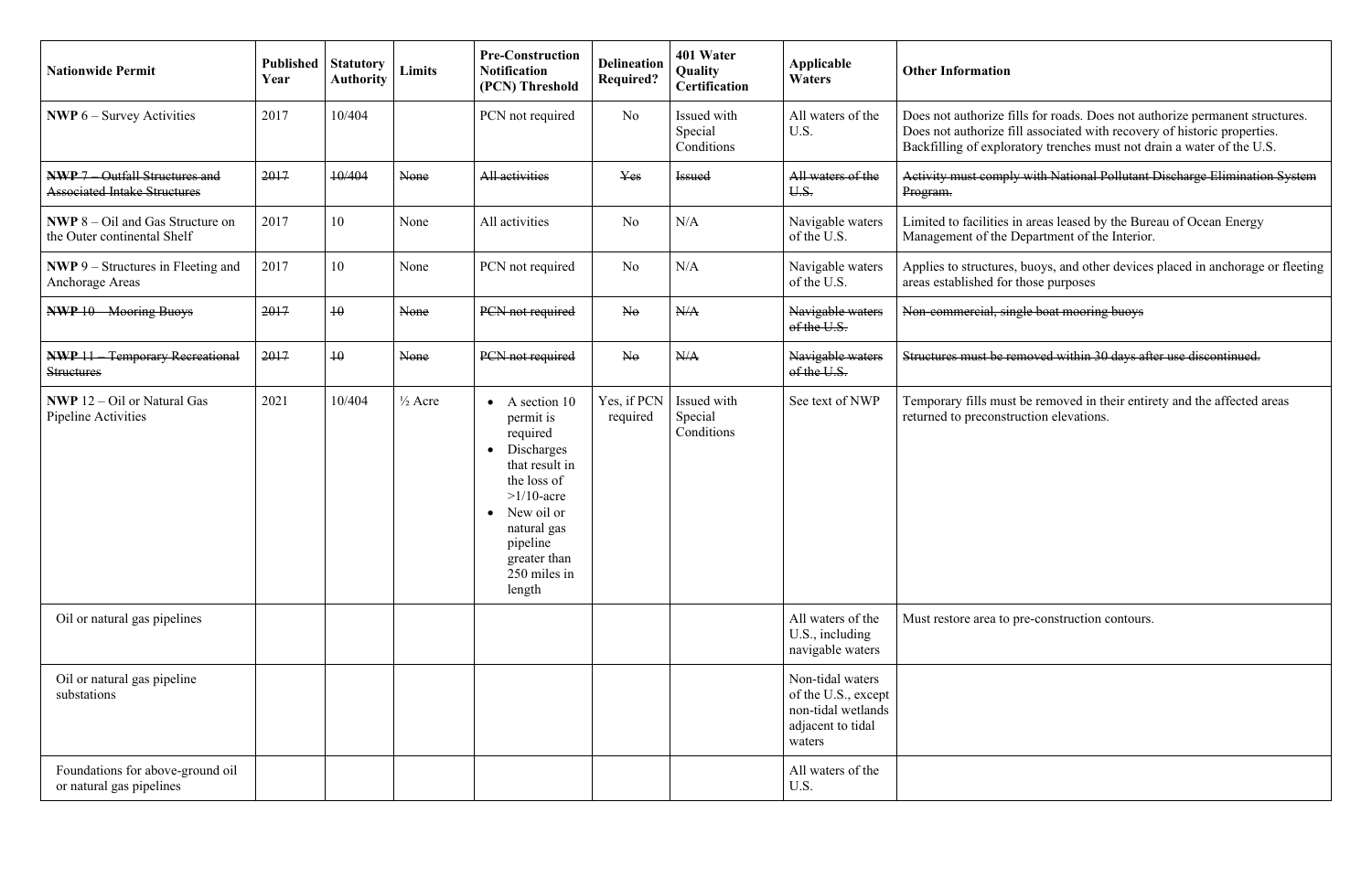| Nationwide Permit | Published Year | Statutory Authority | Limits | Pre-Construction Notification (PCN) Threshold | Delineation Required? | 401 Water Quality Certification | Applicable Waters | Other Information |
|---|---|---|---|---|---|---|---|---|
| **NWP** 6 – Survey Activities | 2017 | 10/404 | | PCN not required | No | Issued with Special Conditions | All waters of the U.S. | Does not authorize fills for roads. Does not authorize permanent structures. Does not authorize fill associated with recovery of historic properties. Backfilling of exploratory trenches must not drain a water of the U.S. |
| ~~**NWP** 7 – Outfall Structures and Associated Intake Structures~~ | ~~2017~~ | ~~10/404~~ | ~~None~~ | ~~All activities~~ | ~~Yes~~ | ~~Issued~~ | ~~All waters of the U.S.~~ | ~~Activity must comply with National Pollutant Discharge Elimination System Program.~~ |
| **NWP** 8 – Oil and Gas Structure on the Outer continental Shelf | 2017 | 10 | None | All activities | No | N/A | Navigable waters of the U.S. | Limited to facilities in areas leased by the Bureau of Ocean Energy Management of the Department of the Interior. |
| **NWP** 9 – Structures in Fleeting and Anchorage Areas | 2017 | 10 | None | PCN not required | No | N/A | Navigable waters of the U.S. | Applies to structures, buoys, and other devices placed in anchorage or fleeting areas established for those purposes |
| ~~**NWP** 10 – Mooring Buoys~~ | ~~2017~~ | ~~10~~ | ~~None~~ | ~~PCN not required~~ | ~~No~~ | ~~N/A~~ | ~~Navigable waters of the U.S.~~ | ~~Non-commercial, single boat mooring buoys~~ |
| ~~**NWP** 11 – Temporary Recreational Structures~~ | ~~2017~~ | ~~10~~ | ~~None~~ | ~~PCN not required~~ | ~~No~~ | ~~N/A~~ | ~~Navigable waters of the U.S.~~ | ~~Structures must be removed within 30 days after use discontinued.~~ |
| **NWP** 12 – Oil or Natural Gas Pipeline Activities | 2021 | 10/404 | ½ Acre | • A section 10 permit is required<br>• Discharges that result in the loss of >1/10-acre<br>• New oil or natural gas pipeline greater than 250 miles in length | Yes, if PCN required | Issued with Special Conditions | See text of NWP | Temporary fills must be removed in their entirety and the affected areas returned to preconstruction elevations. |
| Oil or natural gas pipelines | | | | | | | All waters of the U.S., including navigable waters | Must restore area to pre-construction contours. |
| Oil or natural gas pipeline substations | | | | | | | Non-tidal waters of the U.S., except non-tidal wetlands adjacent to tidal waters | |
| Foundations for above-ground oil or natural gas pipelines | | | | | | | All waters of the U.S. | |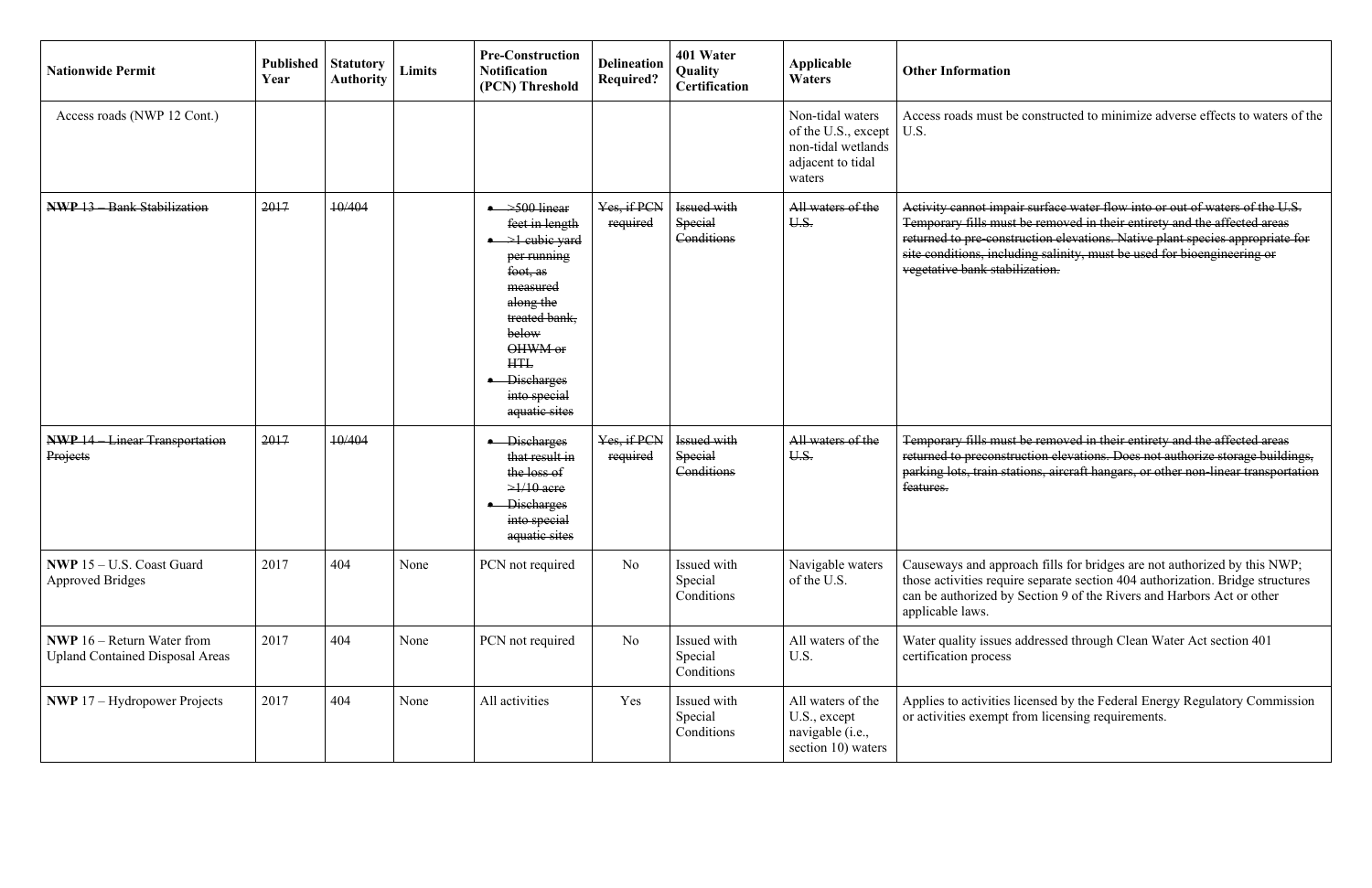| Nationwide Permit | Published Year | Statutory Authority | Limits | Pre-Construction Notification (PCN) Threshold | Delineation Required? | 401 Water Quality Certification | Applicable Waters | Other Information |
|---|---|---|---|---|---|---|---|---|
| Access roads (NWP 12 Cont.) | | | | | | | Non-tidal waters of the U.S., except non-tidal wetlands adjacent to tidal waters | Access roads must be constructed to minimize adverse effects to waters of the U.S. |
| ~~**NWP** 13 – Bank Stabilization~~ | ~~2017~~ | ~~10/404~~ | | ~~• >500 linear feet in length • >1 cubic yard per running foot, as measured along the treated bank, below OHWM or HTL • Discharges into special aquatic sites~~ | ~~Yes, if PCN required~~ | ~~Issued with Special Conditions~~ | ~~All waters of the U.S.~~ | ~~Activity cannot impair surface water flow into or out of waters of the U.S. Temporary fills must be removed in their entirety and the affected areas returned to pre-construction elevations. Native plant species appropriate for site conditions, including salinity, must be used for bioengineering or vegetative bank stabilization.~~ |
| ~~**NWP** 14 – Linear Transportation Projects~~ | ~~2017~~ | ~~10/404~~ | | ~~• Discharges that result in the loss of >1/10 acre • Discharges into special aquatic sites~~ | ~~Yes, if PCN required~~ | ~~Issued with Special Conditions~~ | ~~All waters of the U.S.~~ | ~~Temporary fills must be removed in their entirety and the affected areas returned to preconstruction elevations. Does not authorize storage buildings, parking lots, train stations, aircraft hangars, or other non-linear transportation features.~~ |
| **NWP** 15 – U.S. Coast Guard Approved Bridges | 2017 | 404 | None | PCN not required | No | Issued with Special Conditions | Navigable waters of the U.S. | Causeways and approach fills for bridges are not authorized by this NWP; those activities require separate section 404 authorization. Bridge structures can be authorized by Section 9 of the Rivers and Harbors Act or other applicable laws. |
| **NWP** 16 – Return Water from Upland Contained Disposal Areas | 2017 | 404 | None | PCN not required | No | Issued with Special Conditions | All waters of the U.S. | Water quality issues addressed through Clean Water Act section 401 certification process |
| **NWP** 17 – Hydropower Projects | 2017 | 404 | None | All activities | Yes | Issued with Special Conditions | All waters of the U.S., except navigable (i.e., section 10) waters | Applies to activities licensed by the Federal Energy Regulatory Commission or activities exempt from licensing requirements. |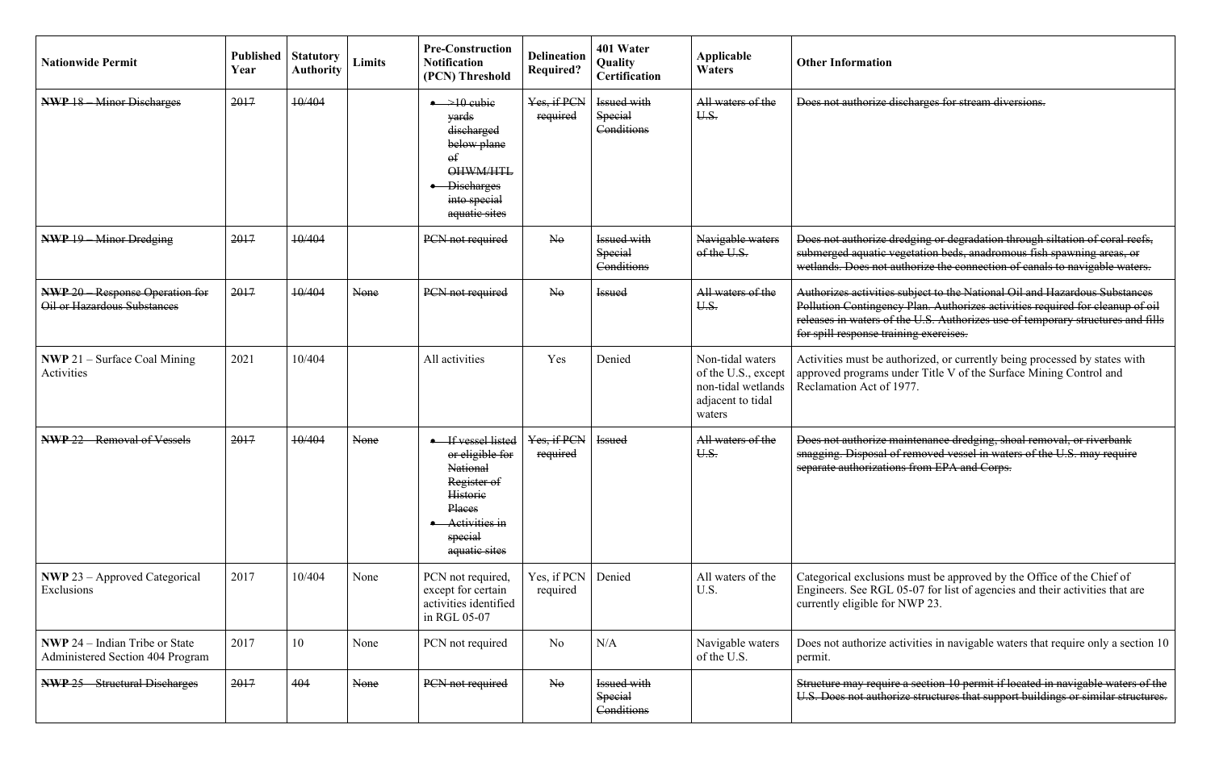| Nationwide Permit | Published Year | Statutory Authority | Limits | Pre-Construction Notification (PCN) Threshold | Delineation Required? | 401 Water Quality Certification | Applicable Waters | Other Information |
|---|---|---|---|---|---|---|---|---|
| ~~**NWP** 18 – Minor Discharges~~ | ~~2017~~ | ~~10/404~~ | | ~~• >10 cubic yards discharged below plane of OHWM/HTL~~ ~~• Discharges into special aquatic sites~~ | ~~Yes, if PCN required~~ | ~~Issued with Special Conditions~~ | ~~All waters of the U.S.~~ | ~~Does not authorize discharges for stream diversions.~~ |
| ~~**NWP** 19 – Minor Dredging~~ | ~~2017~~ | ~~10/404~~ | | ~~PCN not required~~ | ~~No~~ | ~~Issued with Special Conditions~~ | ~~Navigable waters of the U.S.~~ | ~~Does not authorize dredging or degradation through siltation of coral reefs, submerged aquatic vegetation beds, anadromous fish spawning areas, or wetlands. Does not authorize the connection of canals to navigable waters.~~ |
| ~~**NWP** 20 – Response Operation for Oil or Hazardous Substances~~ | ~~2017~~ | ~~10/404~~ | ~~None~~ | ~~PCN not required~~ | ~~No~~ | ~~Issued~~ | ~~All waters of the U.S.~~ | ~~Authorizes activities subject to the National Oil and Hazardous Substances Pollution Contingency Plan. Authorizes activities required for cleanup of oil releases in waters of the U.S. Authorizes use of temporary structures and fills for spill response training exercises.~~ |
| **NWP** 21 – Surface Coal Mining Activities | 2021 | 10/404 | | All activities | Yes | Denied | Non-tidal waters of the U.S., except non-tidal wetlands adjacent to tidal waters | Activities must be authorized, or currently being processed by states with approved programs under Title V of the Surface Mining Control and Reclamation Act of 1977. |
| ~~**NWP** 22 – Removal of Vessels~~ | ~~2017~~ | ~~10/404~~ | ~~None~~ | ~~• If vessel listed or eligible for National Register of Historic Places~~ ~~• Activities in special aquatic sites~~ | ~~Yes, if PCN required~~ | ~~Issued~~ | ~~All waters of the U.S.~~ | ~~Does not authorize maintenance dredging, shoal removal, or riverbank snagging. Disposal of removed vessel in waters of the U.S. may require separate authorizations from EPA and Corps.~~ |
| **NWP** 23 – Approved Categorical Exclusions | 2017 | 10/404 | None | PCN not required, except for certain activities identified in RGL 05-07 | Yes, if PCN required | Denied | All waters of the U.S. | Categorical exclusions must be approved by the Office of the Chief of Engineers. See RGL 05-07 for list of agencies and their activities that are currently eligible for NWP 23. |
| **NWP** 24 – Indian Tribe or State Administered Section 404 Program | 2017 | 10 | None | PCN not required | No | N/A | Navigable waters of the U.S. | Does not authorize activities in navigable waters that require only a section 10 permit. |
| ~~**NWP** 25 – Structural Discharges~~ | ~~2017~~ | ~~404~~ | ~~None~~ | ~~PCN not required~~ | ~~No~~ | ~~Issued with Special Conditions~~ | | ~~Structure may require a section 10 permit if located in navigable waters of the U.S. Does not authorize structures that support buildings or similar structures.~~ |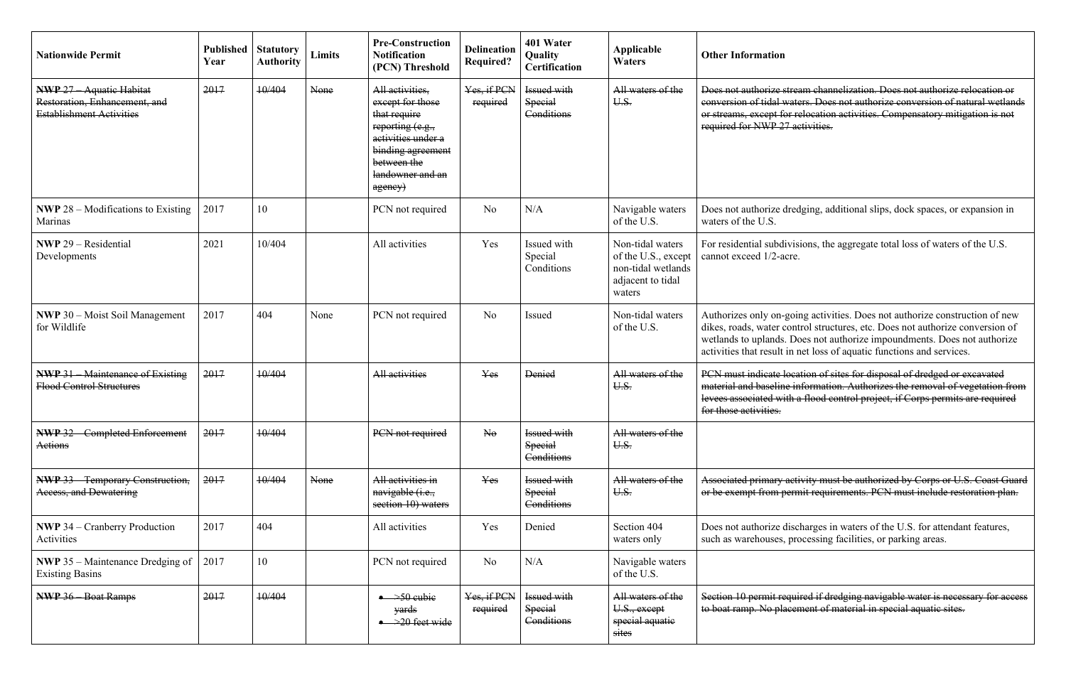| Nationwide Permit | Published Year | Statutory Authority | Limits | Pre-Construction Notification (PCN) Threshold | Delineation Required? | 401 Water Quality Certification | Applicable Waters | Other Information |
|---|---|---|---|---|---|---|---|---|
| ~~**NWP** 27 – Aquatic Habitat Restoration, Enhancement, and Establishment Activities~~ | ~~2017~~ | ~~10/404~~ | ~~None~~ | ~~All activities, except for those that require reporting (e.g., activities under a binding agreement between the landowner and an agency)~~ | ~~Yes, if PCN required~~ | ~~Issued with Special Conditions~~ | ~~All waters of the U.S.~~ | ~~Does not authorize stream channelization. Does not authorize relocation or conversion of tidal waters. Does not authorize conversion of natural wetlands or streams, except for relocation activities. Compensatory mitigation is not required for NWP 27 activities.~~ |
| **NWP** 28 – Modifications to Existing Marinas | 2017 | 10 | | PCN not required | No | N/A | Navigable waters of the U.S. | Does not authorize dredging, additional slips, dock spaces, or expansion in waters of the U.S. |
| **NWP** 29 – Residential Developments | 2021 | 10/404 | | All activities | Yes | Issued with Special Conditions | Non-tidal waters of the U.S., except non-tidal wetlands adjacent to tidal waters | For residential subdivisions, the aggregate total loss of waters of the U.S. cannot exceed 1/2-acre. |
| **NWP** 30 – Moist Soil Management for Wildlife | 2017 | 404 | None | PCN not required | No | Issued | Non-tidal waters of the U.S. | Authorizes only on-going activities. Does not authorize construction of new dikes, roads, water control structures, etc. Does not authorize conversion of wetlands to uplands. Does not authorize impoundments. Does not authorize activities that result in net loss of aquatic functions and services. |
| ~~**NWP** 31 – Maintenance of Existing Flood Control Structures~~ | ~~2017~~ | ~~10/404~~ | | ~~All activities~~ | ~~Yes~~ | ~~Denied~~ | ~~All waters of the U.S.~~ | ~~PCN must indicate location of sites for disposal of dredged or excavated material and baseline information. Authorizes the removal of vegetation from levees associated with a flood control project, if Corps permits are required for those activities.~~ |
| ~~**NWP** 32 – Completed Enforcement Actions~~ | ~~2017~~ | ~~10/404~~ | | ~~PCN not required~~ | ~~No~~ | ~~Issued with Special Conditions~~ | ~~All waters of the U.S.~~ | |
| ~~**NWP** 33 – Temporary Construction, Access, and Dewatering~~ | ~~2017~~ | ~~10/404~~ | ~~None~~ | ~~All activities in navigable (i.e., section 10) waters~~ | ~~Yes~~ | ~~Issued with Special Conditions~~ | ~~All waters of the U.S.~~ | ~~Associated primary activity must be authorized by Corps or U.S. Coast Guard or be exempt from permit requirements. PCN must include restoration plan.~~ |
| **NWP** 34 – Cranberry Production Activities | 2017 | 404 | | All activities | Yes | Denied | Section 404 waters only | Does not authorize discharges in waters of the U.S. for attendant features, such as warehouses, processing facilities, or parking areas. |
| **NWP** 35 – Maintenance Dredging of Existing Basins | 2017 | 10 | | PCN not required | No | N/A | Navigable waters of the U.S. | |
| ~~**NWP** 36 – Boat Ramps~~ | ~~2017~~ | ~~10/404~~ | | ~~• >50 cubic yards~~ ~~• >20 feet wide~~ | ~~Yes, if PCN required~~ | ~~Issued with Special Conditions~~ | ~~All waters of the U.S., except special aquatic sites~~ | ~~Section 10 permit required if dredging navigable water is necessary for access to boat ramp. No placement of material in special aquatic sites.~~ |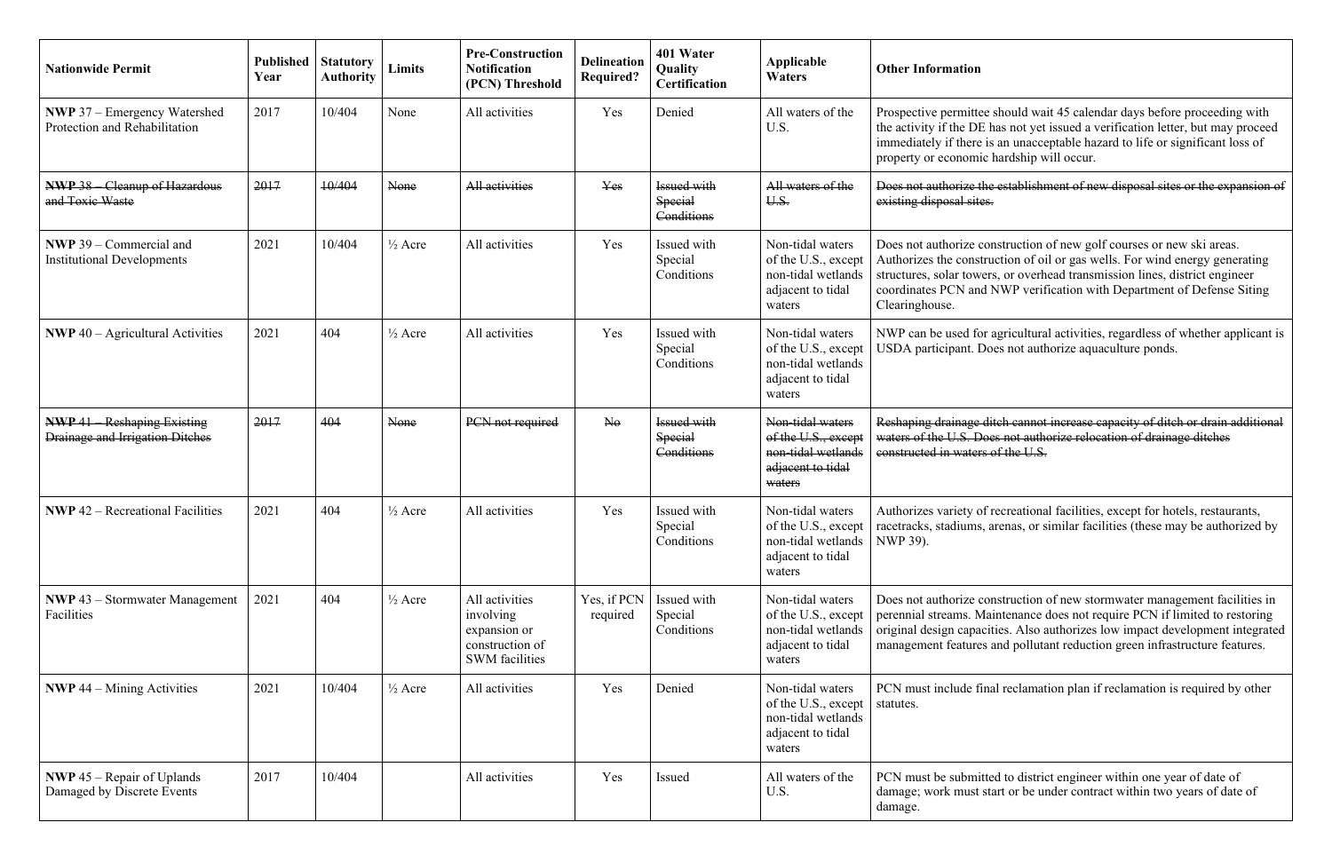| Nationwide Permit | Published Year | Statutory Authority | Limits | Pre-Construction Notification (PCN) Threshold | Delineation Required? | 401 Water Quality Certification | Applicable Waters | Other Information |
|---|---|---|---|---|---|---|---|---|
| **NWP** 37 – Emergency Watershed Protection and Rehabilitation | 2017 | 10/404 | None | All activities | Yes | Denied | All waters of the U.S. | Prospective permittee should wait 45 calendar days before proceeding with the activity if the DE has not yet issued a verification letter, but may proceed immediately if there is an unacceptable hazard to life or significant loss of property or economic hardship will occur. |
| ~~**NWP** 38 – Cleanup of Hazardous and Toxic Waste~~ | ~~2017~~ | ~~10/404~~ | ~~None~~ | ~~All activities~~ | ~~Yes~~ | ~~Issued with Special Conditions~~ | ~~All waters of the U.S.~~ | ~~Does not authorize the establishment of new disposal sites or the expansion of existing disposal sites.~~ |
| **NWP** 39 – Commercial and Institutional Developments | 2021 | 10/404 | ½ Acre | All activities | Yes | Issued with Special Conditions | Non-tidal waters of the U.S., except non-tidal wetlands adjacent to tidal waters | Does not authorize construction of new golf courses or new ski areas. Authorizes the construction of oil or gas wells. For wind energy generating structures, solar towers, or overhead transmission lines, district engineer coordinates PCN and NWP verification with Department of Defense Siting Clearinghouse. |
| **NWP** 40 – Agricultural Activities | 2021 | 404 | ½ Acre | All activities | Yes | Issued with Special Conditions | Non-tidal waters of the U.S., except non-tidal wetlands adjacent to tidal waters | NWP can be used for agricultural activities, regardless of whether applicant is USDA participant. Does not authorize aquaculture ponds. |
| ~~**NWP** 41 – Reshaping Existing Drainage and Irrigation Ditches~~ | ~~2017~~ | ~~404~~ | ~~None~~ | ~~PCN not required~~ | ~~No~~ | ~~Issued with Special Conditions~~ | ~~Non-tidal waters of the U.S., except non-tidal wetlands adjacent to tidal waters~~ | ~~Reshaping drainage ditch cannot increase capacity of ditch or drain additional waters of the U.S. Does not authorize relocation of drainage ditches constructed in waters of the U.S.~~ |
| **NWP** 42 – Recreational Facilities | 2021 | 404 | ½ Acre | All activities | Yes | Issued with Special Conditions | Non-tidal waters of the U.S., except non-tidal wetlands adjacent to tidal waters | Authorizes variety of recreational facilities, except for hotels, restaurants, racetracks, stadiums, arenas, or similar facilities (these may be authorized by NWP 39). |
| **NWP** 43 – Stormwater Management Facilities | 2021 | 404 | ½ Acre | All activities involving expansion or construction of SWM facilities | Yes, if PCN required | Issued with Special Conditions | Non-tidal waters of the U.S., except non-tidal wetlands adjacent to tidal waters | Does not authorize construction of new stormwater management facilities in perennial streams. Maintenance does not require PCN if limited to restoring original design capacities. Also authorizes low impact development integrated management features and pollutant reduction green infrastructure features. |
| **NWP** 44 – Mining Activities | 2021 | 10/404 | ½ Acre | All activities | Yes | Denied | Non-tidal waters of the U.S., except non-tidal wetlands adjacent to tidal waters | PCN must include final reclamation plan if reclamation is required by other statutes. |
| **NWP** 45 – Repair of Uplands Damaged by Discrete Events | 2017 | 10/404 | | All activities | Yes | Issued | All waters of the U.S. | PCN must be submitted to district engineer within one year of date of damage; work must start or be under contract within two years of date of damage. |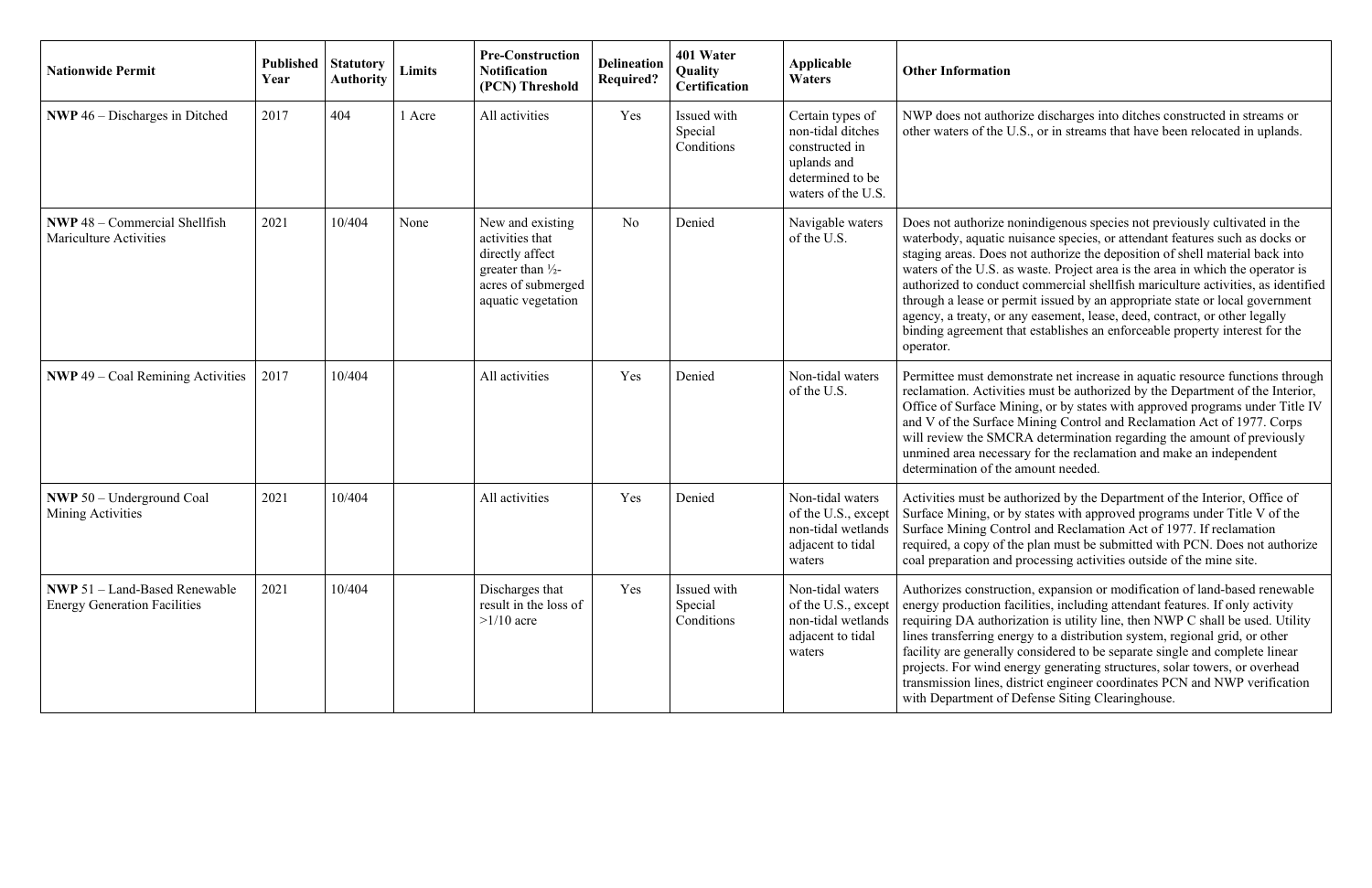| Nationwide Permit | Published Year | Statutory Authority | Limits | Pre-Construction Notification (PCN) Threshold | Delineation Required? | 401 Water Quality Certification | Applicable Waters | Other Information |
|---|---|---|---|---|---|---|---|---|
| **NWP** 46 – Discharges in Ditched | 2017 | 404 | 1 Acre | All activities | Yes | Issued with Special Conditions | Certain types of non-tidal ditches constructed in uplands and determined to be waters of the U.S. | NWP does not authorize discharges into ditches constructed in streams or other waters of the U.S., or in streams that have been relocated in uplands. |
| **NWP** 48 – Commercial Shellfish Mariculture Activities | 2021 | 10/404 | None | New and existing activities that directly affect greater than ½-acres of submerged aquatic vegetation | No | Denied | Navigable waters of the U.S. | Does not authorize nonindigenous species not previously cultivated in the waterbody, aquatic nuisance species, or attendant features such as docks or staging areas. Does not authorize the deposition of shell material back into waters of the U.S. as waste. Project area is the area in which the operator is authorized to conduct commercial shellfish mariculture activities, as identified through a lease or permit issued by an appropriate state or local government agency, a treaty, or any easement, lease, deed, contract, or other legally binding agreement that establishes an enforceable property interest for the operator. |
| **NWP** 49 – Coal Remining Activities | 2017 | 10/404 | | All activities | Yes | Denied | Non-tidal waters of the U.S. | Permittee must demonstrate net increase in aquatic resource functions through reclamation. Activities must be authorized by the Department of the Interior, Office of Surface Mining, or by states with approved programs under Title IV and V of the Surface Mining Control and Reclamation Act of 1977. Corps will review the SMCRA determination regarding the amount of previously unmined area necessary for the reclamation and make an independent determination of the amount needed. |
| **NWP** 50 – Underground Coal Mining Activities | 2021 | 10/404 | | All activities | Yes | Denied | Non-tidal waters of the U.S., except non-tidal wetlands adjacent to tidal waters | Activities must be authorized by the Department of the Interior, Office of Surface Mining, or by states with approved programs under Title V of the Surface Mining Control and Reclamation Act of 1977. If reclamation required, a copy of the plan must be submitted with PCN. Does not authorize coal preparation and processing activities outside of the mine site. |
| **NWP** 51 – Land-Based Renewable Energy Generation Facilities | 2021 | 10/404 | | Discharges that result in the loss of >1/10 acre | Yes | Issued with Special Conditions | Non-tidal waters of the U.S., except non-tidal wetlands adjacent to tidal waters | Authorizes construction, expansion or modification of land-based renewable energy production facilities, including attendant features. If only activity requiring DA authorization is utility line, then NWP C shall be used. Utility lines transferring energy to a distribution system, regional grid, or other facility are generally considered to be separate single and complete linear projects. For wind energy generating structures, solar towers, or overhead transmission lines, district engineer coordinates PCN and NWP verification with Department of Defense Siting Clearinghouse. |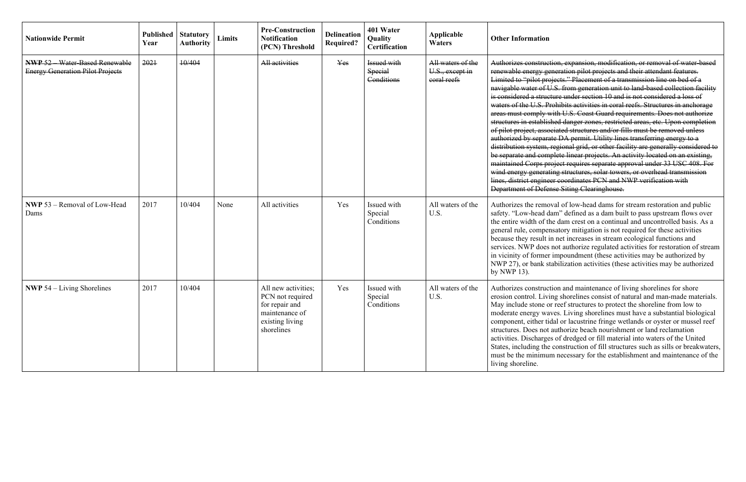| Nationwide Permit | Published Year | Statutory Authority | Limits | Pre-Construction Notification (PCN) Threshold | Delineation Required? | 401 Water Quality Certification | Applicable Waters | Other Information |
|---|---|---|---|---|---|---|---|---|
| ~~**NWP 52** – Water-Based Renewable Energy Generation Pilot Projects~~ | ~~2021~~ | ~~10/404~~ | | ~~All activities~~ | ~~Yes~~ | ~~Issued with Special Conditions~~ | ~~All waters of the U.S., except in coral reefs~~ | ~~Authorizes construction, expansion, modification, or removal of water-based renewable energy generation pilot projects and their attendant features. Limited to "pilot projects." Placement of a transmission line on bed of a navigable water of U.S. from generation unit to land-based collection facility is considered a structure under section 10 and is not considered a loss of waters of the U.S. Prohibits activities in coral reefs. Structures in anchorage areas must comply with U.S. Coast Guard requirements. Does not authorize structures in established danger zones, restricted areas, etc. Upon completion of pilot project, associated structures and/or fills must be removed unless authorized by separate DA permit. Utility lines transferring energy to a distribution system, regional grid, or other facility are generally considered to be separate and complete linear projects. An activity located on an existing, maintained Corps project requires separate approval under 33 USC 408. For wind energy generating structures, solar towers, or overhead transmission lines, district engineer coordinates PCN and NWP verification with Department of Defense Siting Clearinghouse.~~ |
| **NWP** 53 – Removal of Low-Head Dams | 2017 | 10/404 | None | All activities | Yes | Issued with Special Conditions | All waters of the U.S. | Authorizes the removal of low-head dams for stream restoration and public safety. "Low-head dam" defined as a dam built to pass upstream flows over the entire width of the dam crest on a continual and uncontrolled basis. As a general rule, compensatory mitigation is not required for these activities because they result in net increases in stream ecological functions and services. NWP does not authorize regulated activities for restoration of stream in vicinity of former impoundment (these activities may be authorized by NWP 27), or bank stabilization activities (these activities may be authorized by NWP 13). |
| **NWP** 54 – Living Shorelines | 2017 | 10/404 | | All new activities; PCN not required for repair and maintenance of existing living shorelines | Yes | Issued with Special Conditions | All waters of the U.S. | Authorizes construction and maintenance of living shorelines for shore erosion control. Living shorelines consist of natural and man-made materials. May include stone or reef structures to protect the shoreline from low to moderate energy waves. Living shorelines must have a substantial biological component, either tidal or lacustrine fringe wetlands or oyster or mussel reef structures. Does not authorize beach nourishment or land reclamation activities. Discharges of dredged or fill material into waters of the United States, including the construction of fill structures such as sills or breakwaters, must be the minimum necessary for the establishment and maintenance of the living shoreline. |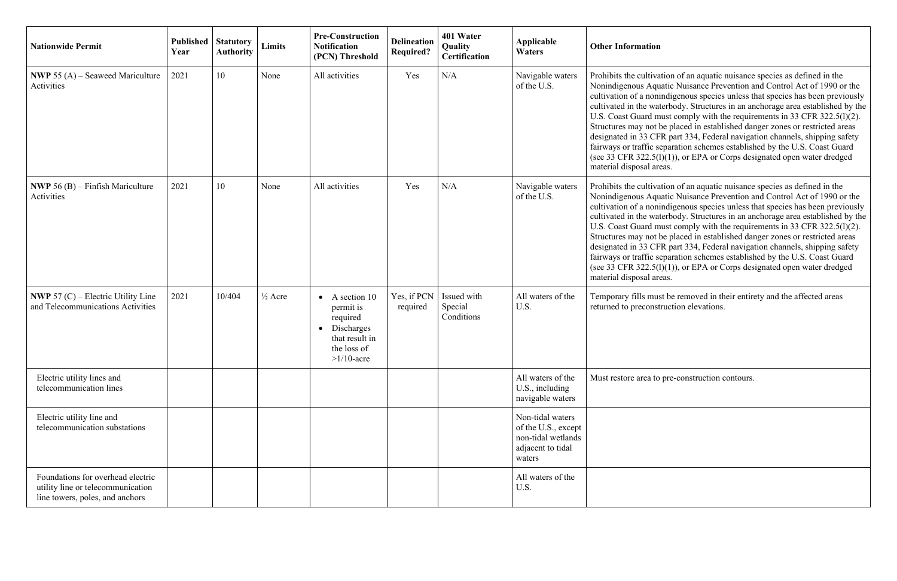| Nationwide Permit | Published Year | Statutory Authority | Limits | Pre-Construction Notification (PCN) Threshold | Delineation Required? | 401 Water Quality Certification | Applicable Waters | Other Information |
|---|---|---|---|---|---|---|---|---|
| **NWP** 55 (A) – Seaweed Mariculture Activities | 2021 | 10 | None | All activities | Yes | N/A | Navigable waters of the U.S. | Prohibits the cultivation of an aquatic nuisance species as defined in the Nonindigenous Aquatic Nuisance Prevention and Control Act of 1990 or the cultivation of a nonindigenous species unless that species has been previously cultivated in the waterbody. Structures in an anchorage area established by the U.S. Coast Guard must comply with the requirements in 33 CFR 322.5(l)(2). Structures may not be placed in established danger zones or restricted areas designated in 33 CFR part 334, Federal navigation channels, shipping safety fairways or traffic separation schemes established by the U.S. Coast Guard (see 33 CFR 322.5(l)(1)), or EPA or Corps designated open water dredged material disposal areas. |
| **NWP** 56 (B) – Finfish Mariculture Activities | 2021 | 10 | None | All activities | Yes | N/A | Navigable waters of the U.S. | Prohibits the cultivation of an aquatic nuisance species as defined in the Nonindigenous Aquatic Nuisance Prevention and Control Act of 1990 or the cultivation of a nonindigenous species unless that species has been previously cultivated in the waterbody. Structures in an anchorage area established by the U.S. Coast Guard must comply with the requirements in 33 CFR 322.5(l)(2). Structures may not be placed in established danger zones or restricted areas designated in 33 CFR part 334, Federal navigation channels, shipping safety fairways or traffic separation schemes established by the U.S. Coast Guard (see 33 CFR 322.5(l)(1)), or EPA or Corps designated open water dredged material disposal areas. |
| **NWP** 57 (C) – Electric Utility Line and Telecommunications Activities | 2021 | 10/404 | ½ Acre | • A section 10 permit is required<br>• Discharges that result in the loss of >1/10-acre | Yes, if PCN required | Issued with Special Conditions | All waters of the U.S. | Temporary fills must be removed in their entirety and the affected areas returned to preconstruction elevations. |
| Electric utility lines and telecommunication lines | | | | | | | All waters of the U.S., including navigable waters | Must restore area to pre-construction contours. |
| Electric utility line and telecommunication substations | | | | | | | Non-tidal waters of the U.S., except non-tidal wetlands adjacent to tidal waters | |
| Foundations for overhead electric utility line or telecommunication line towers, poles, and anchors | | | | | | | All waters of the U.S. | |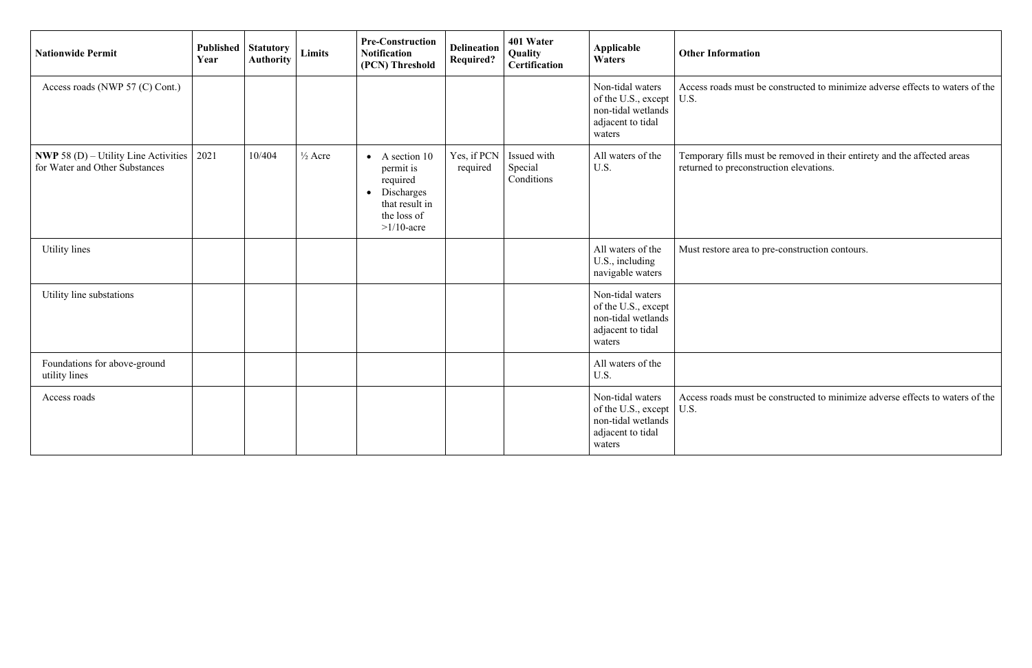| Nationwide Permit | Published Year | Statutory Authority | Limits | Pre-Construction Notification (PCN) Threshold | Delineation Required? | 401 Water Quality Certification | Applicable Waters | Other Information |
|---|---|---|---|---|---|---|---|---|
| Access roads (NWP 57 (C) Cont.) | | | | | | | Non-tidal waters of the U.S., except non-tidal wetlands adjacent to tidal waters | Access roads must be constructed to minimize adverse effects to waters of the U.S. |
| **NWP** 58 (D) – Utility Line Activities for Water and Other Substances | 2021 | 10/404 | ½ Acre | • A section 10 permit is required<br>• Discharges that result in the loss of >1/10-acre | Yes, if PCN required | Issued with Special Conditions | All waters of the U.S. | Temporary fills must be removed in their entirety and the affected areas returned to preconstruction elevations. |
| Utility lines | | | | | | | All waters of the U.S., including navigable waters | Must restore area to pre-construction contours. |
| Utility line substations | | | | | | | Non-tidal waters of the U.S., except non-tidal wetlands adjacent to tidal waters | |
| Foundations for above-ground utility lines | | | | | | | All waters of the U.S. | |
| Access roads | | | | | | | Non-tidal waters of the U.S., except non-tidal wetlands adjacent to tidal waters | Access roads must be constructed to minimize adverse effects to waters of the U.S. |